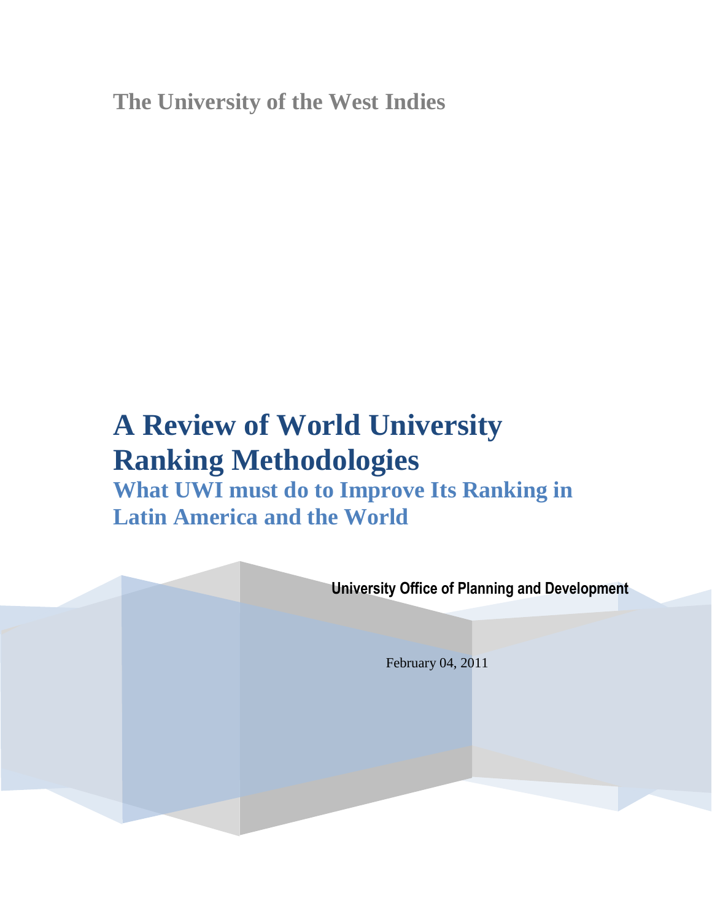The University of the West Indies

# A Review of World University Ranking Methodologies

## What UWI must do to Improve Its Ranking in Latin America and the World

**University Office of Planning and Development**

February 04, 2011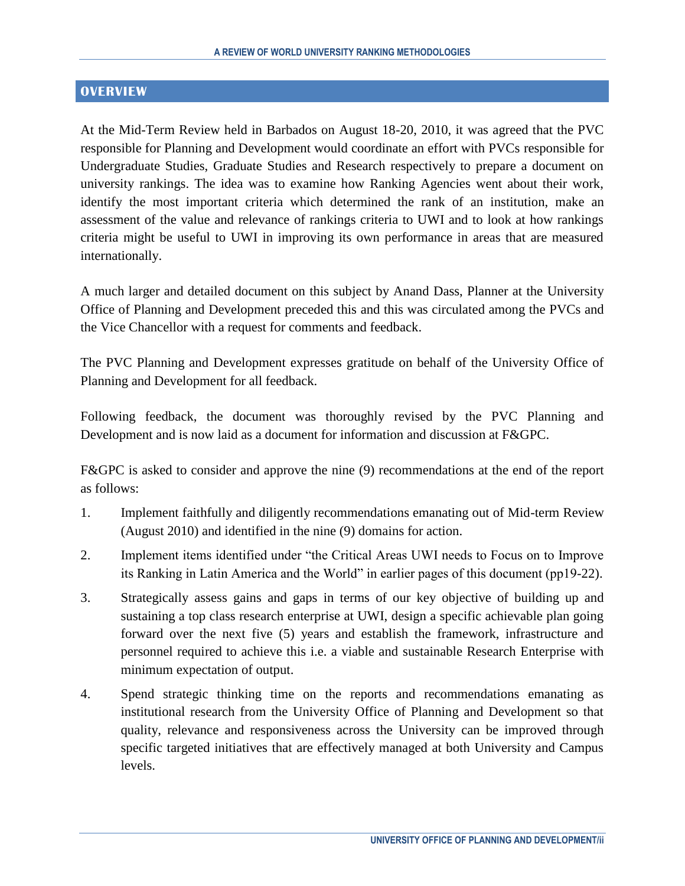## OVERVIEW

At the Mid-Term Review held in Barbados on August 18-20, 2010, it was agreed that the PVC responsible for Planning and Development would coordinate an effort with PVCs responsible for Undergraduate Studies, Graduate Studies and Research respectively to prepare a document on university rankings. The idea was to examine how Ranking Agencies went about their work, identify the most important criteria which determined the rank of an institution, make an assessment of the value and relevance of rankings criteria to UWI and to look at how rankings criteria might be useful to UWI in improving its own performance in areas that are measured internationally.

A much larger and detailed document on this subject by Anand Dass, Planner at the University Office of Planning and Development preceded this and this was circulated among the PVCs and the Vice Chancellor with a request for comments and feedback.

The PVC Planning and Development expresses gratitude on behalf of the University Office of Planning and Development for all feedback.

Following feedback, the document was thoroughly revised by the PVC Planning and Development and is now laid as a document for information and discussion at F&GPC.

F&GPC is asked to consider and approve the nine (9) recommendations at the end of the report as follows:

1. Implement faithfully and diligently recommendations emanating out of Mid-term Review (August 2010) and identified in the nine (9) domains for action.
2. Implement items identified under "the Critical Areas UWI needs to Focus on to Improve its Ranking in Latin America and the World" in earlier pages of this document (pp19-22).
3. Strategically assess gains and gaps in terms of our key objective of building up and sustaining a top class research enterprise at UWI, design a specific achievable plan going forward over the next five (5) years and establish the framework, infrastructure and personnel required to achieve this i.e. a viable and sustainable Research Enterprise with minimum expectation of output.
4. Spend strategic thinking time on the reports and recommendations emanating as institutional research from the University Office of Planning and Development so that quality, relevance and responsiveness across the University can be improved through specific targeted initiatives that are effectively managed at both University and Campus levels.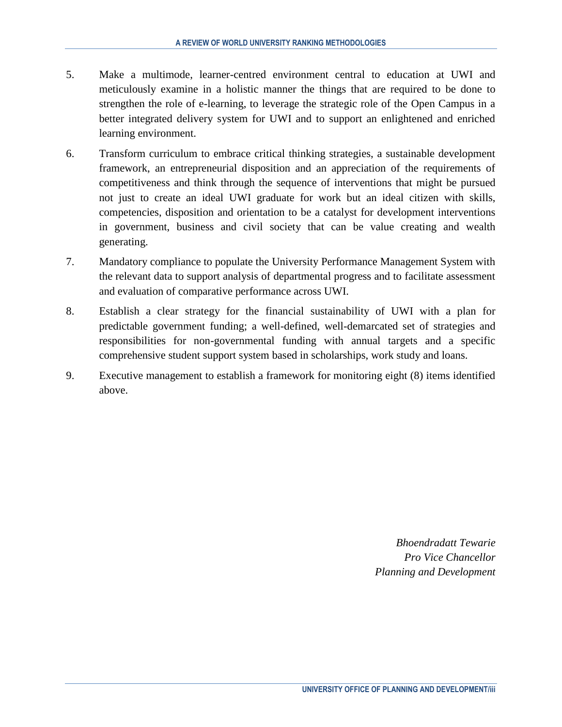5. Make a multimode, learner-centred environment central to education at UWI and meticulously examine in a holistic manner the things that are required to be done to strengthen the role of e-learning, to leverage the strategic role of the Open Campus in a better integrated delivery system for UWI and to support an enlightened and enriched learning environment.

6. Transform curriculum to embrace critical thinking strategies, a sustainable development framework, an entrepreneurial disposition and an appreciation of the requirements of competitiveness and think through the sequence of interventions that might be pursued not just to create an ideal UWI graduate for work but an ideal citizen with skills, competencies, disposition and orientation to be a catalyst for development interventions in government, business and civil society that can be value creating and wealth generating.

7. Mandatory compliance to populate the University Performance Management System with the relevant data to support analysis of departmental progress and to facilitate assessment and evaluation of comparative performance across UWI.

8. Establish a clear strategy for the financial sustainability of UWI with a plan for predictable government funding; a well-defined, well-demarcated set of strategies and responsibilities for non-governmental funding with annual targets and a specific comprehensive student support system based in scholarships, work study and loans.

9. Executive management to establish a framework for monitoring eight (8) items identified above.

*Bhoendradatt Tewarie*
*Pro Vice Chancellor*
*Planning and Development*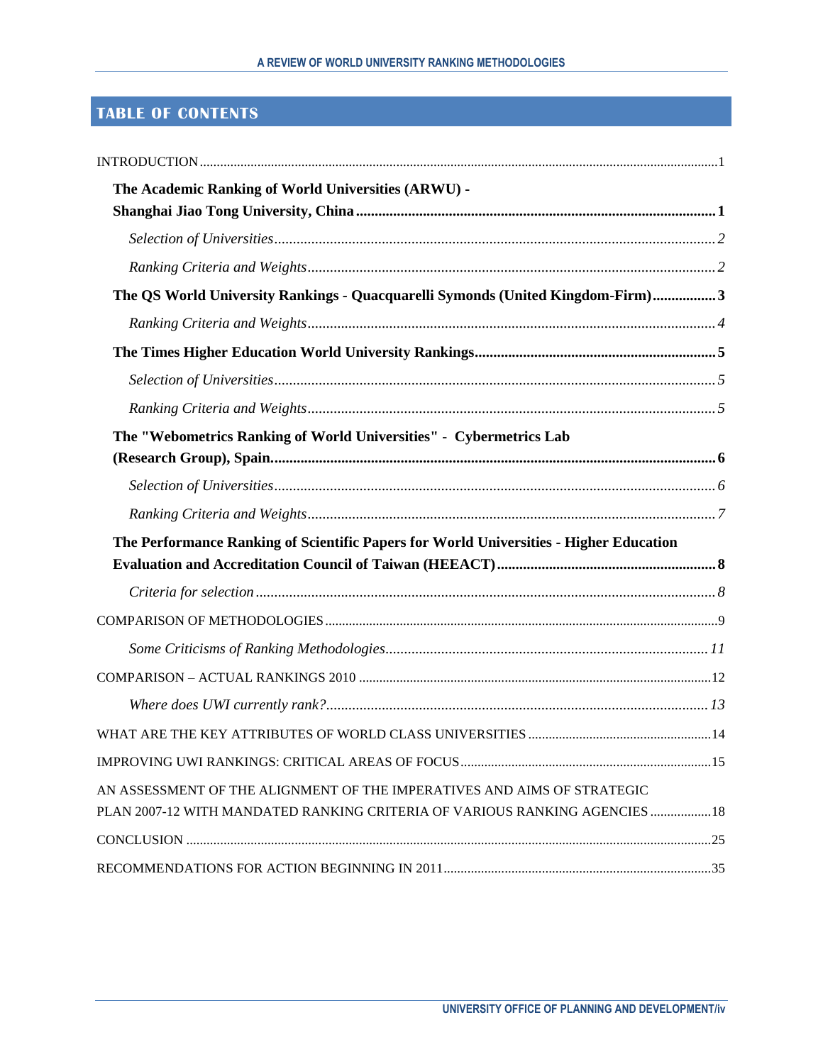# TABLE OF CONTENTS

INTRODUCTION .....1

**The Academic Ranking of World Universities (ARWU) - Shanghai Jiao Tong University, China .....1**

*Selection of Universities .....2*

*Ranking Criteria and Weights .....2*

**The QS World University Rankings - Quacquarelli Symonds (United Kingdom-Firm) .....3**

*Ranking Criteria and Weights .....4*

**The Times Higher Education World University Rankings .....5**

*Selection of Universities .....5*

*Ranking Criteria and Weights .....5*

**The "Webometrics Ranking of World Universities" - Cybermetrics Lab (Research Group), Spain. .....6**

*Selection of Universities .....6*

*Ranking Criteria and Weights .....7*

**The Performance Ranking of Scientific Papers for World Universities - Higher Education Evaluation and Accreditation Council of Taiwan (HEEACT) .....8**

*Criteria for selection .....8*

COMPARISON OF METHODOLOGIES .....9

*Some Criticisms of Ranking Methodologies .....11*

COMPARISON – ACTUAL RANKINGS 2010 .....12

*Where does UWI currently rank? .....13*

WHAT ARE THE KEY ATTRIBUTES OF WORLD CLASS UNIVERSITIES .....14

IMPROVING UWI RANKINGS: CRITICAL AREAS OF FOCUS .....15

AN ASSESSMENT OF THE ALIGNMENT OF THE IMPERATIVES AND AIMS OF STRATEGIC PLAN 2007-12 WITH MANDATED RANKING CRITERIA OF VARIOUS RANKING AGENCIES .....18

CONCLUSION .....25

RECOMMENDATIONS FOR ACTION BEGINNING IN 2011 .....35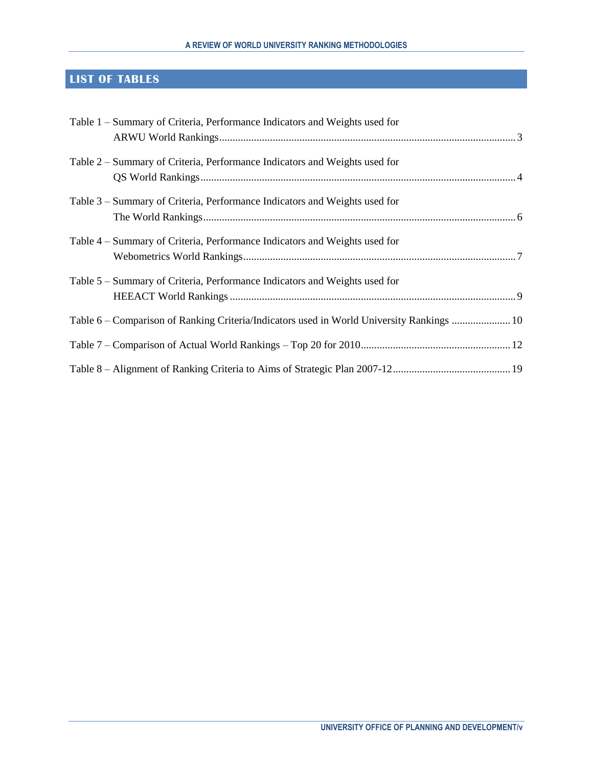## LIST OF TABLES

Table 1 – Summary of Criteria, Performance Indicators and Weights used for ARWU World Rankings .......... 3

Table 2 – Summary of Criteria, Performance Indicators and Weights used for QS World Rankings .......... 4

Table 3 – Summary of Criteria, Performance Indicators and Weights used for The World Rankings .......... 6

Table 4 – Summary of Criteria, Performance Indicators and Weights used for Webometrics World Rankings .......... 7

Table 5 – Summary of Criteria, Performance Indicators and Weights used for HEEACT World Rankings .......... 9

Table 6 – Comparison of Ranking Criteria/Indicators used in World University Rankings .......... 10

Table 7 – Comparison of Actual World Rankings – Top 20 for 2010 .......... 12

Table 8 – Alignment of Ranking Criteria to Aims of Strategic Plan 2007-12 .......... 19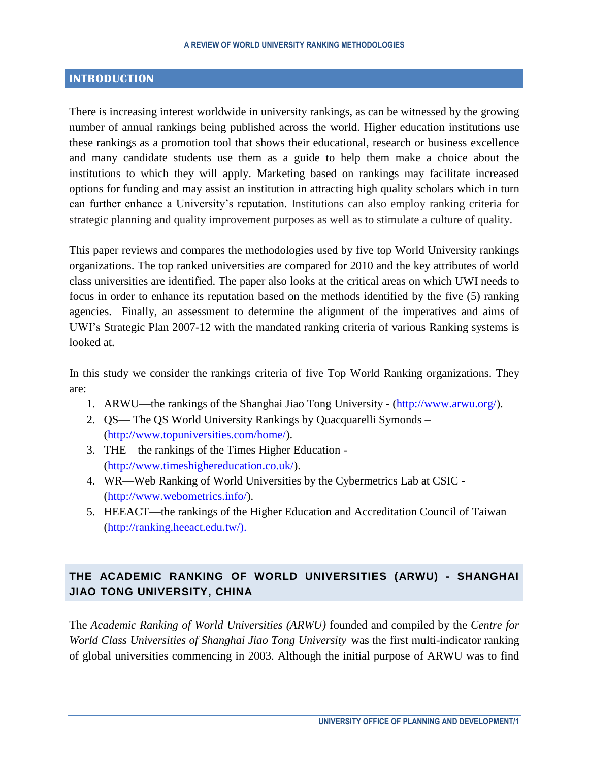## INTRODUCTION

There is increasing interest worldwide in university rankings, as can be witnessed by the growing number of annual rankings being published across the world. Higher education institutions use these rankings as a promotion tool that shows their educational, research or business excellence and many candidate students use them as a guide to help them make a choice about the institutions to which they will apply. Marketing based on rankings may facilitate increased options for funding and may assist an institution in attracting high quality scholars which in turn can further enhance a University's reputation. Institutions can also employ ranking criteria for strategic planning and quality improvement purposes as well as to stimulate a culture of quality.

This paper reviews and compares the methodologies used by five top World University rankings organizations. The top ranked universities are compared for 2010 and the key attributes of world class universities are identified. The paper also looks at the critical areas on which UWI needs to focus in order to enhance its reputation based on the methods identified by the five (5) ranking agencies. Finally, an assessment to determine the alignment of the imperatives and aims of UWI's Strategic Plan 2007-12 with the mandated ranking criteria of various Ranking systems is looked at.

In this study we consider the rankings criteria of five Top World Ranking organizations. They are:

1. ARWU—the rankings of the Shanghai Jiao Tong University - (http://www.arwu.org/).
2. QS— The QS World University Rankings by Quacquarelli Symonds – (http://www.topuniversities.com/home/).
3. THE—the rankings of the Times Higher Education - (http://www.timeshighereducation.co.uk/).
4. WR—Web Ranking of World Universities by the Cybermetrics Lab at CSIC - (http://www.webometrics.info/).
5. HEEACT—the rankings of the Higher Education and Accreditation Council of Taiwan (http://ranking.heeact.edu.tw/).

### THE ACADEMIC RANKING OF WORLD UNIVERSITIES (ARWU) - SHANGHAI JIAO TONG UNIVERSITY, CHINA

The *Academic Ranking of World Universities (ARWU)* founded and compiled by the *Centre for World Class Universities of Shanghai Jiao Tong University* was the first multi-indicator ranking of global universities commencing in 2003. Although the initial purpose of ARWU was to find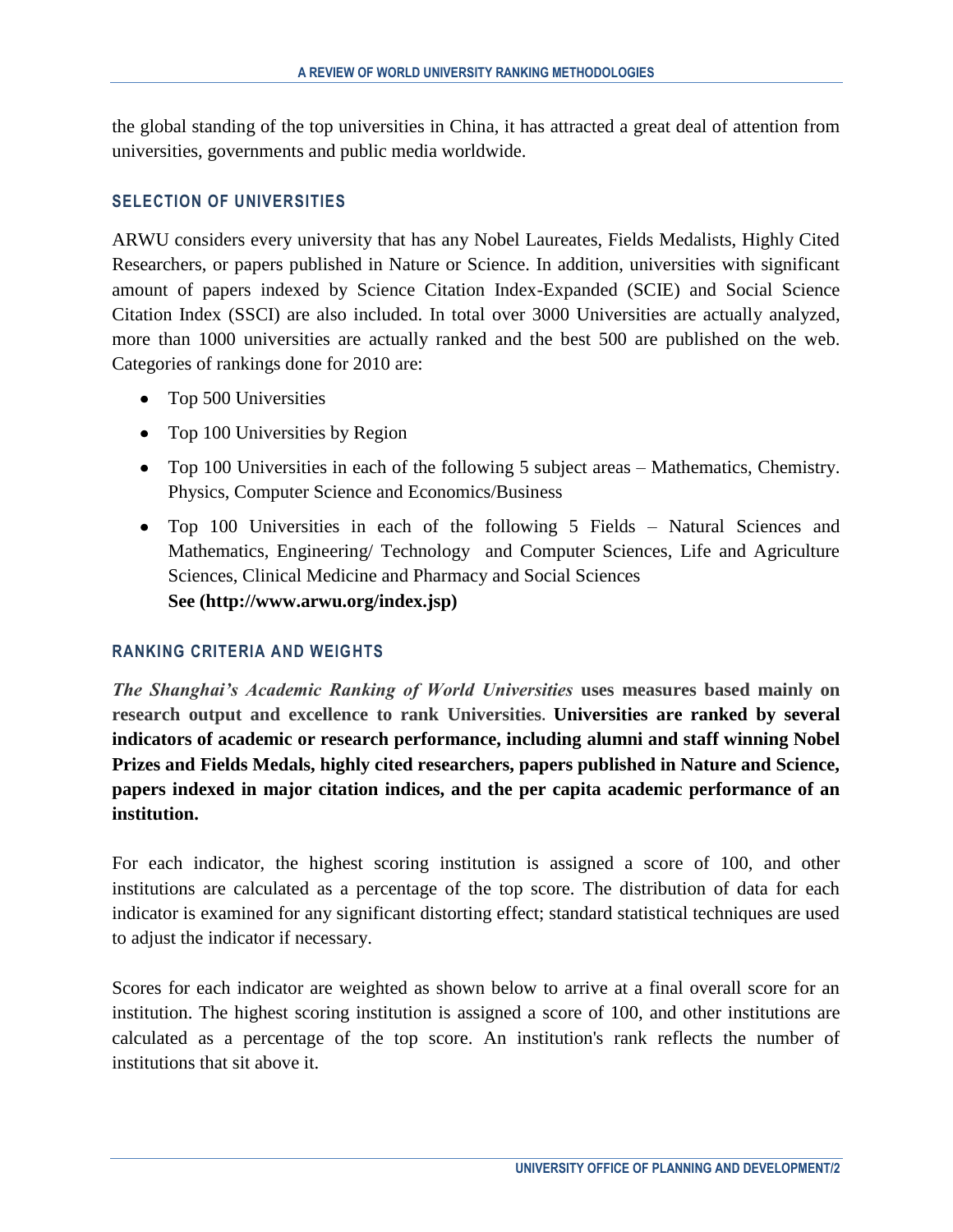the global standing of the top universities in China, it has attracted a great deal of attention from universities, governments and public media worldwide.

### SELECTION OF UNIVERSITIES

ARWU considers every university that has any Nobel Laureates, Fields Medalists, Highly Cited Researchers, or papers published in Nature or Science. In addition, universities with significant amount of papers indexed by Science Citation Index-Expanded (SCIE) and Social Science Citation Index (SSCI) are also included. In total over 3000 Universities are actually analyzed, more than 1000 universities are actually ranked and the best 500 are published on the web. Categories of rankings done for 2010 are:

- Top 500 Universities
- Top 100 Universities by Region
- Top 100 Universities in each of the following 5 subject areas – Mathematics, Chemistry. Physics, Computer Science and Economics/Business
- Top 100 Universities in each of the following 5 Fields – Natural Sciences and Mathematics, Engineering/ Technology and Computer Sciences, Life and Agriculture Sciences, Clinical Medicine and Pharmacy and Social Sciences
  **See (http://www.arwu.org/index.jsp)**

### RANKING CRITERIA AND WEIGHTS

***The Shanghai's Academic Ranking of World Universities*** **uses measures based mainly on research output and excellence to rank Universities**. **Universities are ranked by several indicators of academic or research performance, including alumni and staff winning Nobel Prizes and Fields Medals, highly cited researchers, papers published in Nature and Science, papers indexed in major citation indices, and the per capita academic performance of an institution.**

For each indicator, the highest scoring institution is assigned a score of 100, and other institutions are calculated as a percentage of the top score. The distribution of data for each indicator is examined for any significant distorting effect; standard statistical techniques are used to adjust the indicator if necessary.

Scores for each indicator are weighted as shown below to arrive at a final overall score for an institution. The highest scoring institution is assigned a score of 100, and other institutions are calculated as a percentage of the top score. An institution's rank reflects the number of institutions that sit above it.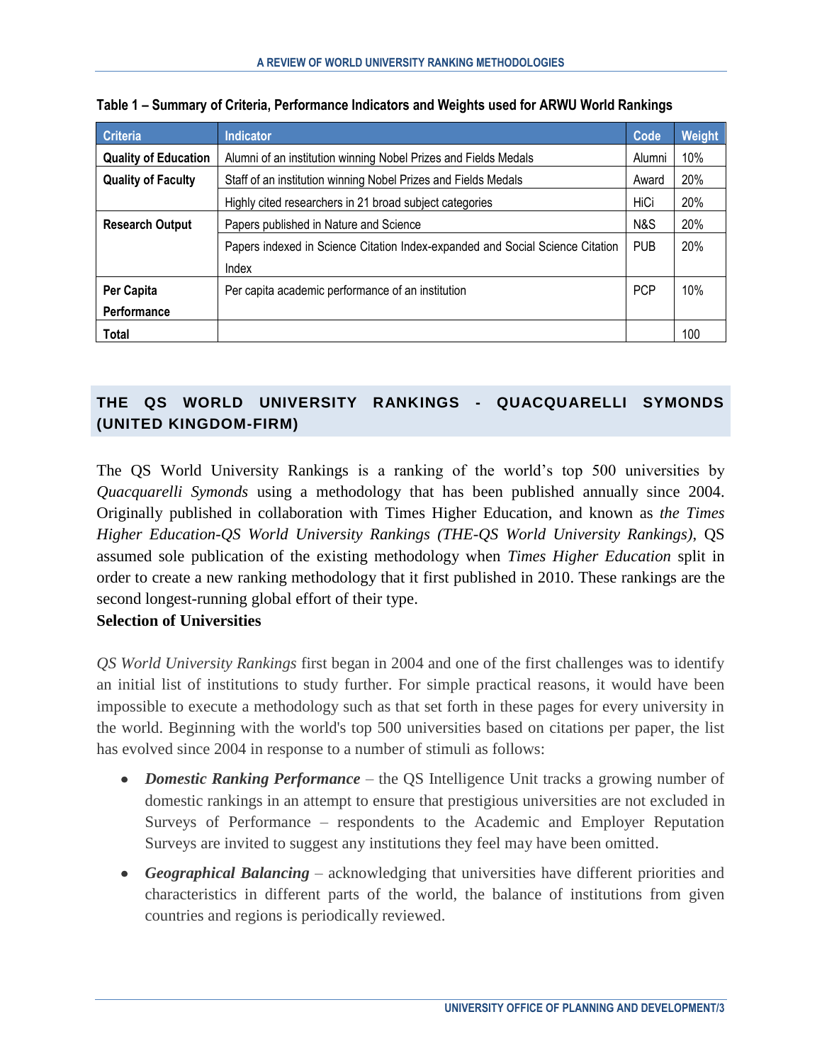**Table 1 – Summary of Criteria, Performance Indicators and Weights used for ARWU World Rankings**

| Criteria | Indicator | Code | Weight |
|---|---|---|---|
| **Quality of Education** | Alumni of an institution winning Nobel Prizes and Fields Medals | Alumni | 10% |
| **Quality of Faculty** | Staff of an institution winning Nobel Prizes and Fields Medals | Award | 20% |
| | Highly cited researchers in 21 broad subject categories | HiCi | 20% |
| **Research Output** | Papers published in Nature and Science | N&S | 20% |
| | Papers indexed in Science Citation Index-expanded and Social Science Citation Index | PUB | 20% |
| **Per Capita Performance** | Per capita academic performance of an institution | PCP | 10% |
| **Total** | | | 100 |

## THE QS WORLD UNIVERSITY RANKINGS - QUACQUARELLI SYMONDS (UNITED KINGDOM-FIRM)

The QS World University Rankings is a ranking of the world's top 500 universities by *Quacquarelli Symonds* using a methodology that has been published annually since 2004. Originally published in collaboration with Times Higher Education, and known as *the Times Higher Education-QS World University Rankings (THE-QS World University Rankings)*, QS assumed sole publication of the existing methodology when *Times Higher Education* split in order to create a new ranking methodology that it first published in 2010. These rankings are the second longest-running global effort of their type.

**Selection of Universities**

*QS World University Rankings* first began in 2004 and one of the first challenges was to identify an initial list of institutions to study further. For simple practical reasons, it would have been impossible to execute a methodology such as that set forth in these pages for every university in the world. Beginning with the world's top 500 universities based on citations per paper, the list has evolved since 2004 in response to a number of stimuli as follows:

- ***Domestic Ranking Performance*** – the QS Intelligence Unit tracks a growing number of domestic rankings in an attempt to ensure that prestigious universities are not excluded in Surveys of Performance – respondents to the Academic and Employer Reputation Surveys are invited to suggest any institutions they feel may have been omitted.
- ***Geographical Balancing*** – acknowledging that universities have different priorities and characteristics in different parts of the world, the balance of institutions from given countries and regions is periodically reviewed.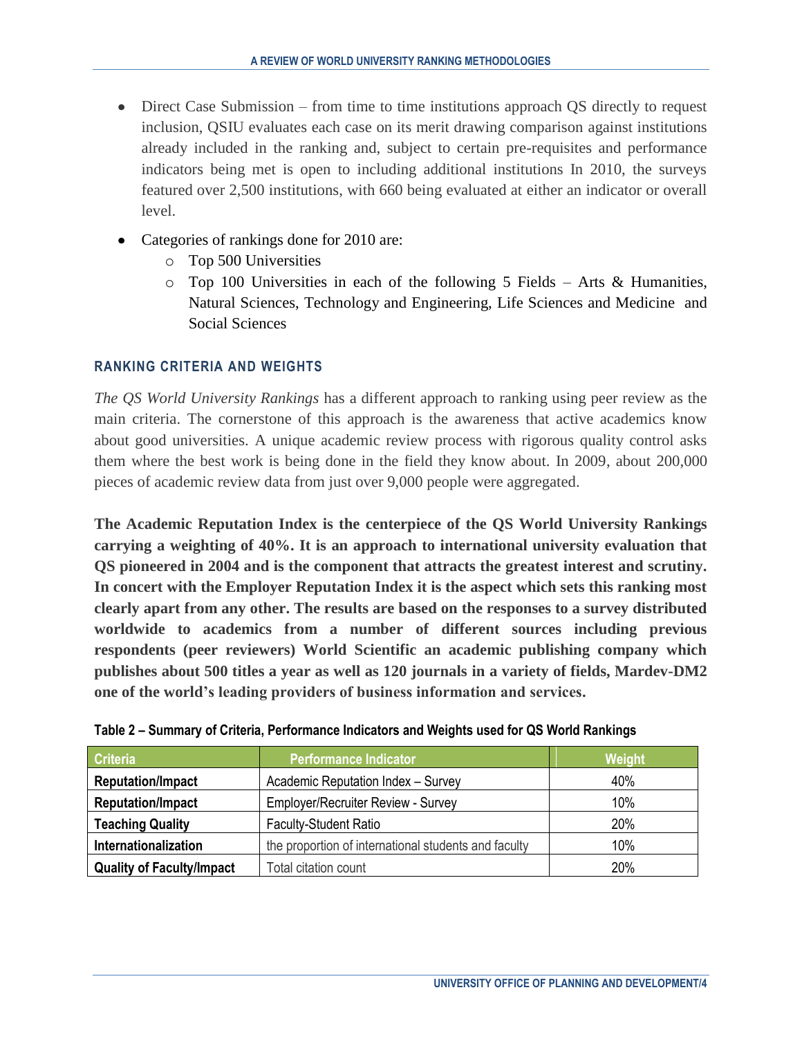- Direct Case Submission – from time to time institutions approach QS directly to request inclusion, QSIU evaluates each case on its merit drawing comparison against institutions already included in the ranking and, subject to certain pre-requisites and performance indicators being met is open to including additional institutions In 2010, the surveys featured over 2,500 institutions, with 660 being evaluated at either an indicator or overall level.
- Categories of rankings done for 2010 are:
  - Top 500 Universities
  - Top 100 Universities in each of the following 5 Fields – Arts & Humanities, Natural Sciences, Technology and Engineering, Life Sciences and Medicine and Social Sciences

### RANKING CRITERIA AND WEIGHTS

*The QS World University Rankings* has a different approach to ranking using peer review as the main criteria. The cornerstone of this approach is the awareness that active academics know about good universities. A unique academic review process with rigorous quality control asks them where the best work is being done in the field they know about. In 2009, about 200,000 pieces of academic review data from just over 9,000 people were aggregated.

**The Academic Reputation Index is the centerpiece of the QS World University Rankings carrying a weighting of 40%. It is an approach to international university evaluation that QS pioneered in 2004 and is the component that attracts the greatest interest and scrutiny. In concert with the Employer Reputation Index it is the aspect which sets this ranking most clearly apart from any other. The results are based on the responses to a survey distributed worldwide to academics from a number of different sources including previous respondents (peer reviewers) World Scientific an academic publishing company which publishes about 500 titles a year as well as 120 journals in a variety of fields, Mardev-DM2 one of the world's leading providers of business information and services.**

**Table 2 – Summary of Criteria, Performance Indicators and Weights used for QS World Rankings**

| Criteria | Performance Indicator | Weight |
|---|---|---|
| **Reputation/Impact** | Academic Reputation Index – Survey | 40% |
| **Reputation/Impact** | Employer/Recruiter Review - Survey | 10% |
| **Teaching Quality** | Faculty-Student Ratio | 20% |
| **Internationalization** | the proportion of international students and faculty | 10% |
| **Quality of Faculty/Impact** | Total citation count | 20% |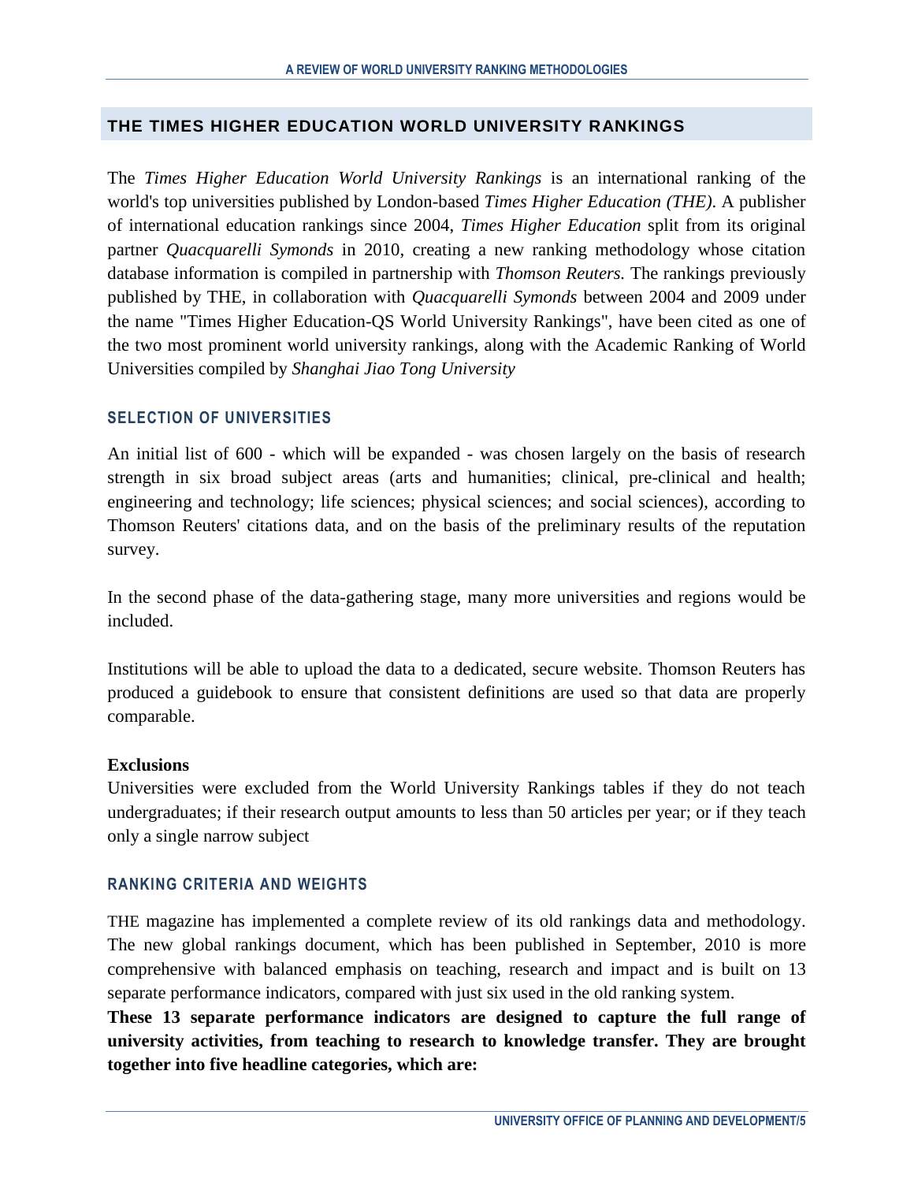## THE TIMES HIGHER EDUCATION WORLD UNIVERSITY RANKINGS

The *Times Higher Education World University Rankings* is an international ranking of the world's top universities published by London-based *Times Higher Education (THE)*. A publisher of international education rankings since 2004, *Times Higher Education* split from its original partner *Quacquarelli Symonds* in 2010, creating a new ranking methodology whose citation database information is compiled in partnership with *Thomson Reuters.* The rankings previously published by THE, in collaboration with *Quacquarelli Symonds* between 2004 and 2009 under the name "Times Higher Education-QS World University Rankings", have been cited as one of the two most prominent world university rankings, along with the Academic Ranking of World Universities compiled by *Shanghai Jiao Tong University*

### SELECTION OF UNIVERSITIES

An initial list of 600 - which will be expanded - was chosen largely on the basis of research strength in six broad subject areas (arts and humanities; clinical, pre-clinical and health; engineering and technology; life sciences; physical sciences; and social sciences), according to Thomson Reuters' citations data, and on the basis of the preliminary results of the reputation survey.

In the second phase of the data-gathering stage, many more universities and regions would be included.

Institutions will be able to upload the data to a dedicated, secure website. Thomson Reuters has produced a guidebook to ensure that consistent definitions are used so that data are properly comparable.

**Exclusions**

Universities were excluded from the World University Rankings tables if they do not teach undergraduates; if their research output amounts to less than 50 articles per year; or if they teach only a single narrow subject.

### RANKING CRITERIA AND WEIGHTS

THE magazine has implemented a complete review of its old rankings data and methodology. The new global rankings document, which has been published in September, 2010 is more comprehensive with balanced emphasis on teaching, research and impact and is built on 13 separate performance indicators, compared with just six used in the old ranking system.

**These 13 separate performance indicators are designed to capture the full range of university activities, from teaching to research to knowledge transfer. They are brought together into five headline categories, which are:**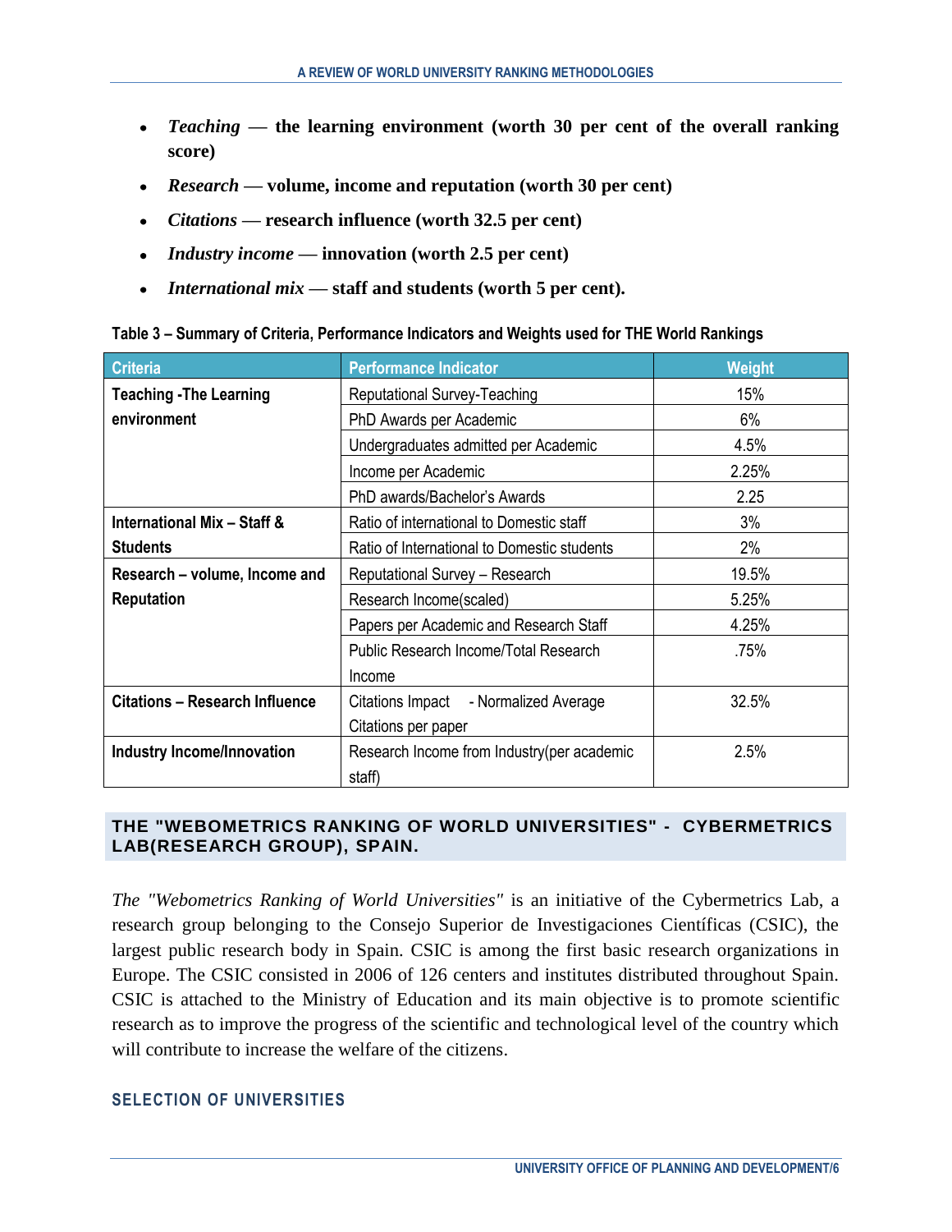- ***Teaching* — the learning environment (worth 30 per cent of the overall ranking score)**
- ***Research* — volume, income and reputation (worth 30 per cent)**
- ***Citations* — research influence (worth 32.5 per cent)**
- ***Industry income* — innovation (worth 2.5 per cent)**
- ***International mix* — staff and students (worth 5 per cent).**

**Table 3 – Summary of Criteria, Performance Indicators and Weights used for THE World Rankings**

| Criteria | Performance Indicator | Weight |
|---|---|---|
| **Teaching -The Learning environment** | Reputational Survey-Teaching | 15% |
| | PhD Awards per Academic | 6% |
| | Undergraduates admitted per Academic | 4.5% |
| | Income per Academic | 2.25% |
| | PhD awards/Bachelor's Awards | 2.25 |
| **International Mix – Staff & Students** | Ratio of international to Domestic staff | 3% |
| | Ratio of International to Domestic students | 2% |
| **Research – volume, Income and Reputation** | Reputational Survey – Research | 19.5% |
| | Research Income(scaled) | 5.25% |
| | Papers per Academic and Research Staff | 4.25% |
| | Public Research Income/Total Research Income | .75% |
| **Citations – Research Influence** | Citations Impact - Normalized Average Citations per paper | 32.5% |
| **Industry Income/Innovation** | Research Income from Industry(per academic staff) | 2.5% |

## THE "WEBOMETRICS RANKING OF WORLD UNIVERSITIES" - CYBERMETRICS LAB(RESEARCH GROUP), SPAIN.

*The "Webometrics Ranking of World Universities"* is an initiative of the Cybermetrics Lab, a research group belonging to the Consejo Superior de Investigaciones Científicas (CSIC), the largest public research body in Spain. CSIC is among the first basic research organizations in Europe. The CSIC consisted in 2006 of 126 centers and institutes distributed throughout Spain. CSIC is attached to the Ministry of Education and its main objective is to promote scientific research as to improve the progress of the scientific and technological level of the country which will contribute to increase the welfare of the citizens.

### SELECTION OF UNIVERSITIES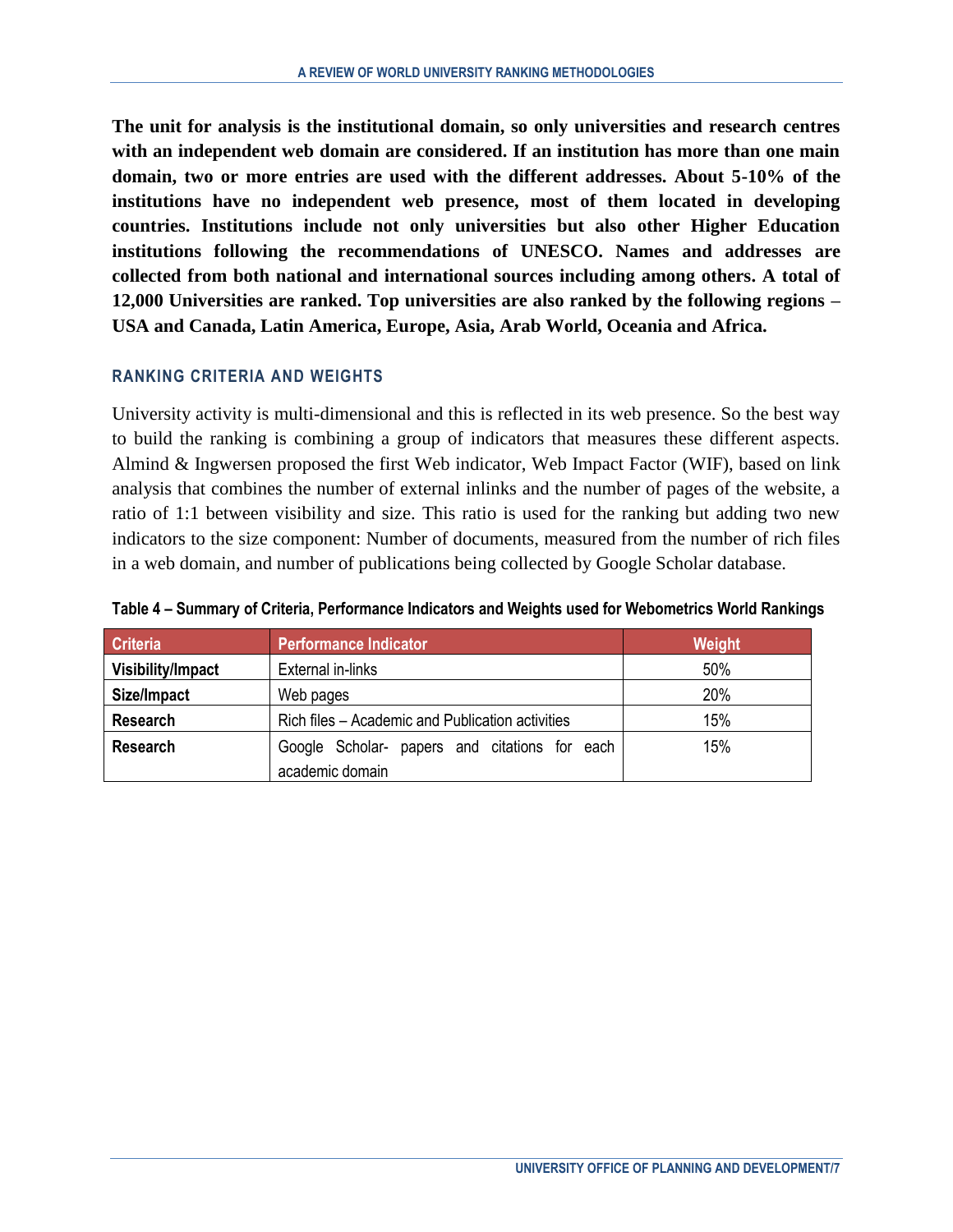**The unit for analysis is the institutional domain, so only universities and research centres with an independent web domain are considered. If an institution has more than one main domain, two or more entries are used with the different addresses. About 5-10% of the institutions have no independent web presence, most of them located in developing countries. Institutions include not only universities but also other Higher Education institutions following the recommendations of UNESCO. Names and addresses are collected from both national and international sources including among others. A total of 12,000 Universities are ranked. Top universities are also ranked by the following regions – USA and Canada, Latin America, Europe, Asia, Arab World, Oceania and Africa.**

### RANKING CRITERIA AND WEIGHTS

University activity is multi-dimensional and this is reflected in its web presence. So the best way to build the ranking is combining a group of indicators that measures these different aspects. Almind & Ingwersen proposed the first Web indicator, Web Impact Factor (WIF), based on link analysis that combines the number of external inlinks and the number of pages of the website, a ratio of 1:1 between visibility and size. This ratio is used for the ranking but adding two new indicators to the size component: Number of documents, measured from the number of rich files in a web domain, and number of publications being collected by Google Scholar database.

**Table 4 – Summary of Criteria, Performance Indicators and Weights used for Webometrics World Rankings**

| Criteria | Performance Indicator | Weight |
|---|---|---|
| **Visibility/Impact** | External in-links | 50% |
| **Size/Impact** | Web pages | 20% |
| **Research** | Rich files – Academic and Publication activities | 15% |
| **Research** | Google Scholar- papers and citations for each academic domain | 15% |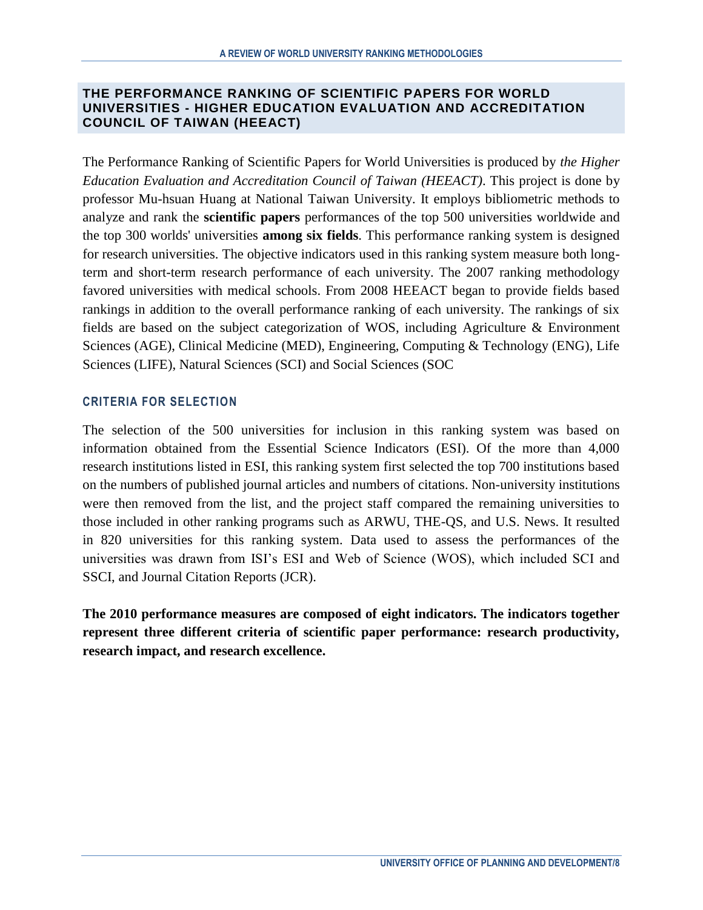## THE PERFORMANCE RANKING OF SCIENTIFIC PAPERS FOR WORLD UNIVERSITIES - HIGHER EDUCATION EVALUATION AND ACCREDITATION COUNCIL OF TAIWAN (HEEACT)

The Performance Ranking of Scientific Papers for World Universities is produced by *the Higher Education Evaluation and Accreditation Council of Taiwan (HEEACT)*. This project is done by professor Mu-hsuan Huang at National Taiwan University. It employs bibliometric methods to analyze and rank the **scientific papers** performances of the top 500 universities worldwide and the top 300 worlds' universities **among six fields**. This performance ranking system is designed for research universities. The objective indicators used in this ranking system measure both long-term and short-term research performance of each university. The 2007 ranking methodology favored universities with medical schools. From 2008 HEEACT began to provide fields based rankings in addition to the overall performance ranking of each university. The rankings of six fields are based on the subject categorization of WOS, including Agriculture & Environment Sciences (AGE), Clinical Medicine (MED), Engineering, Computing & Technology (ENG), Life Sciences (LIFE), Natural Sciences (SCI) and Social Sciences (SOC

### CRITERIA FOR SELECTION

The selection of the 500 universities for inclusion in this ranking system was based on information obtained from the Essential Science Indicators (ESI). Of the more than 4,000 research institutions listed in ESI, this ranking system first selected the top 700 institutions based on the numbers of published journal articles and numbers of citations. Non-university institutions were then removed from the list, and the project staff compared the remaining universities to those included in other ranking programs such as ARWU, THE-QS, and U.S. News. It resulted in 820 universities for this ranking system. Data used to assess the performances of the universities was drawn from ISI's ESI and Web of Science (WOS), which included SCI and SSCI, and Journal Citation Reports (JCR).

**The 2010 performance measures are composed of eight indicators. The indicators together represent three different criteria of scientific paper performance: research productivity, research impact, and research excellence.**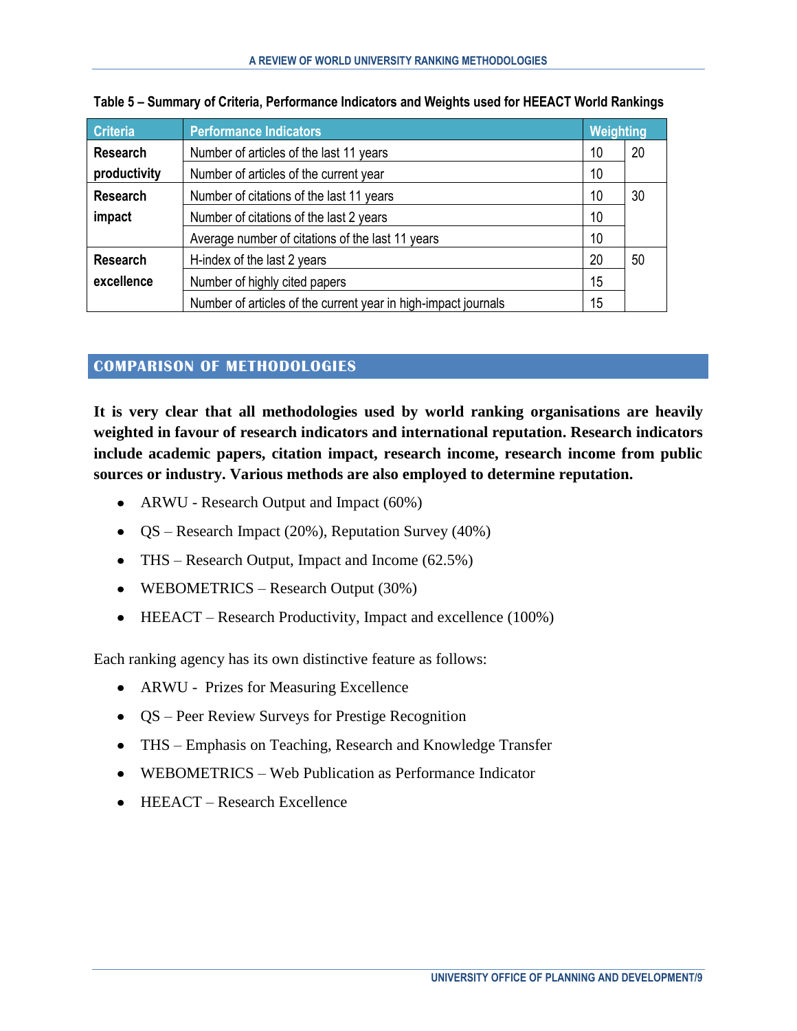**Table 5 – Summary of Criteria, Performance Indicators and Weights used for HEEACT World Rankings**

| Criteria | Performance Indicators | Weighting | |
|---|---|---|---|
| Research productivity | Number of articles of the last 11 years | 10 | 20 |
| | Number of articles of the current year | 10 | |
| Research impact | Number of citations of the last 11 years | 10 | 30 |
| | Number of citations of the last 2 years | 10 | |
| | Average number of citations of the last 11 years | 10 | |
| Research excellence | H-index of the last 2 years | 20 | 50 |
| | Number of highly cited papers | 15 | |
| | Number of articles of the current year in high-impact journals | 15 | |

## COMPARISON OF METHODOLOGIES

**It is very clear that all methodologies used by world ranking organisations are heavily weighted in favour of research indicators and international reputation. Research indicators include academic papers, citation impact, research income, research income from public sources or industry. Various methods are also employed to determine reputation.**

- ARWU - Research Output and Impact (60%)
- QS – Research Impact (20%), Reputation Survey (40%)
- THS – Research Output, Impact and Income (62.5%)
- WEBOMETRICS – Research Output (30%)
- HEEACT – Research Productivity, Impact and excellence (100%)

Each ranking agency has its own distinctive feature as follows:

- ARWU - Prizes for Measuring Excellence
- QS – Peer Review Surveys for Prestige Recognition
- THS – Emphasis on Teaching, Research and Knowledge Transfer
- WEBOMETRICS – Web Publication as Performance Indicator
- HEEACT – Research Excellence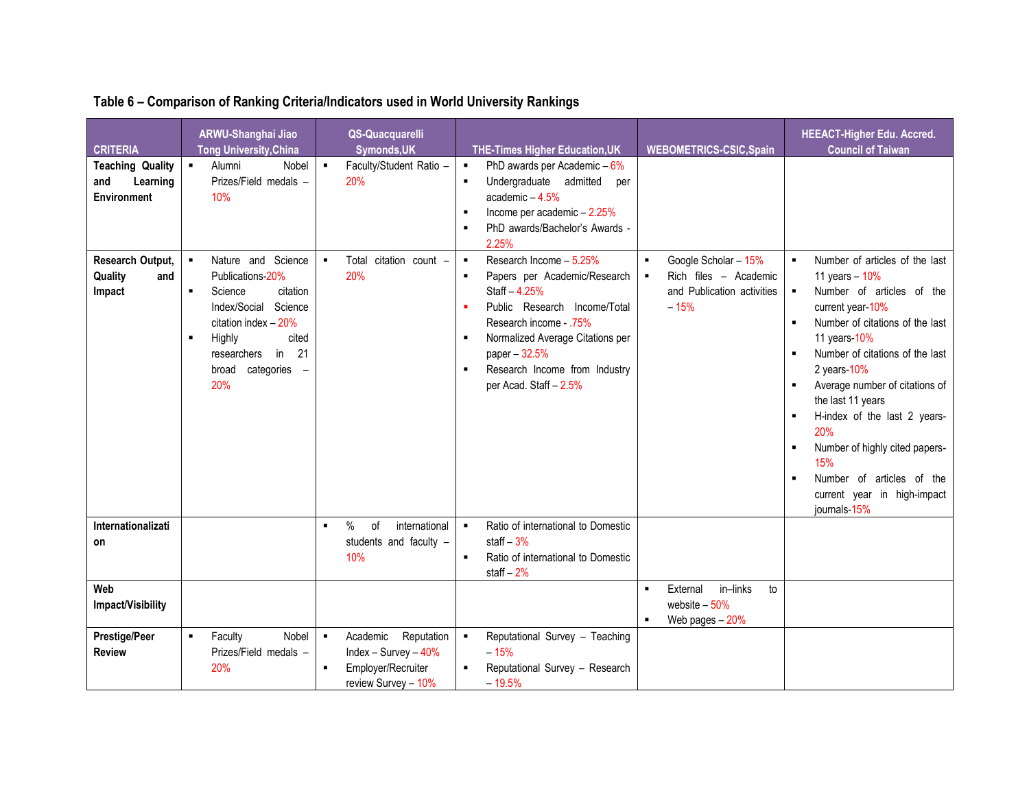**Table 6 – Comparison of Ranking Criteria/Indicators used in World University Rankings**

| CRITERIA | ARWU-Shanghai Jiao Tong University,China | QS-Quacquarelli Symonds,UK | THE-Times Higher Education,UK | WEBOMETRICS-CSIC,Spain | HEEACT-Higher Edu. Accred. Council of Taiwan |
|---|---|---|---|---|---|
| **Teaching Quality and Learning Environment** | ▪ Alumni Nobel Prizes/Field medals – 10% | ▪ Faculty/Student Ratio – 20% | ▪ PhD awards per Academic – 6%<br>▪ Undergraduate admitted per academic – 4.5%<br>▪ Income per academic – 2.25%<br>▪ PhD awards/Bachelor's Awards - 2.25% | | |
| **Research Output, Quality and Impact** | ▪ Nature and Science Publications-20%<br>▪ Science citation Index/Social Science citation index – 20%<br>▪ Highly cited researchers in 21 broad categories – 20% | ▪ Total citation count – 20% | ▪ Research Income – 5.25%<br>▪ Papers per Academic/Research Staff – 4.25%<br>▪ Public Research Income/Total Research income - .75%<br>▪ Normalized Average Citations per paper – 32.5%<br>▪ Research Income from Industry per Acad. Staff – 2.5% | ▪ Google Scholar – 15%<br>▪ Rich files – Academic and Publication activities – 15% | ▪ Number of articles of the last 11 years – 10%<br>▪ Number of articles of the current year-10%<br>▪ Number of citations of the last 11 years-10%<br>▪ Number of citations of the last 2 years-10%<br>▪ Average number of citations of the last 11 years<br>▪ H-index of the last 2 years-20%<br>▪ Number of highly cited papers-15%<br>▪ Number of articles of the current year in high-impact journals-15% |
| **Internationalization** | | ▪ % of international students and faculty – 10% | ▪ Ratio of international to Domestic staff – 3%<br>▪ Ratio of international to Domestic staff – 2% | | |
| **Web Impact/Visibility** | | | | ▪ External in–links to website – 50%<br>▪ Web pages – 20% | |
| **Prestige/Peer Review** | ▪ Faculty Nobel Prizes/Field medals – 20% | ▪ Academic Reputation Index – Survey – 40%<br>▪ Employer/Recruiter review Survey – 10% | ▪ Reputational Survey – Teaching – 15%<br>▪ Reputational Survey – Research – 19.5% | | |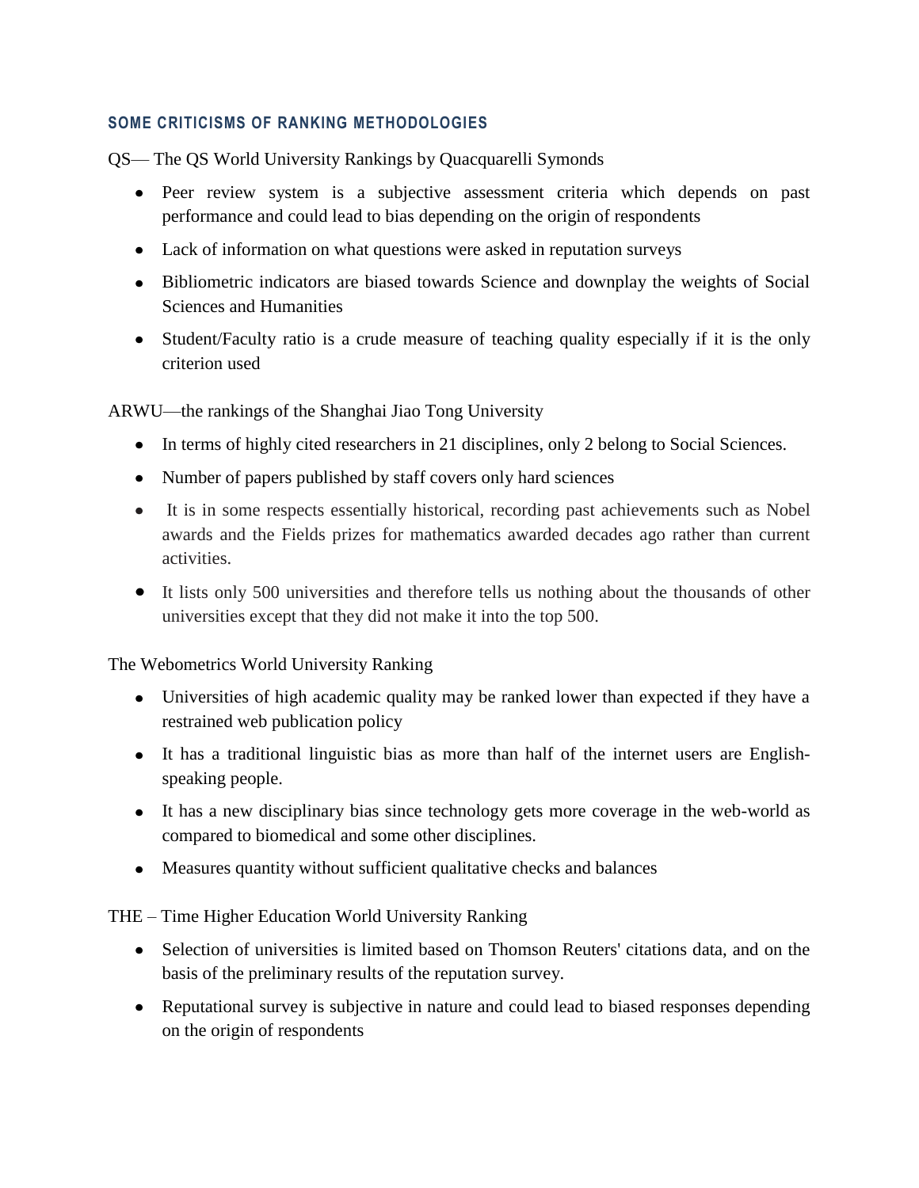### SOME CRITICISMS OF RANKING METHODOLOGIES

QS— The QS World University Rankings by Quacquarelli Symonds

- Peer review system is a subjective assessment criteria which depends on past performance and could lead to bias depending on the origin of respondents
- Lack of information on what questions were asked in reputation surveys
- Bibliometric indicators are biased towards Science and downplay the weights of Social Sciences and Humanities
- Student/Faculty ratio is a crude measure of teaching quality especially if it is the only criterion used

ARWU—the rankings of the Shanghai Jiao Tong University

- In terms of highly cited researchers in 21 disciplines, only 2 belong to Social Sciences.
- Number of papers published by staff covers only hard sciences
- It is in some respects essentially historical, recording past achievements such as Nobel awards and the Fields prizes for mathematics awarded decades ago rather than current activities.
- It lists only 500 universities and therefore tells us nothing about the thousands of other universities except that they did not make it into the top 500.

The Webometrics World University Ranking

- Universities of high academic quality may be ranked lower than expected if they have a restrained web publication policy
- It has a traditional linguistic bias as more than half of the internet users are English-speaking people.
- It has a new disciplinary bias since technology gets more coverage in the web-world as compared to biomedical and some other disciplines.
- Measures quantity without sufficient qualitative checks and balances

THE – Time Higher Education World University Ranking

- Selection of universities is limited based on Thomson Reuters' citations data, and on the basis of the preliminary results of the reputation survey.
- Reputational survey is subjective in nature and could lead to biased responses depending on the origin of respondents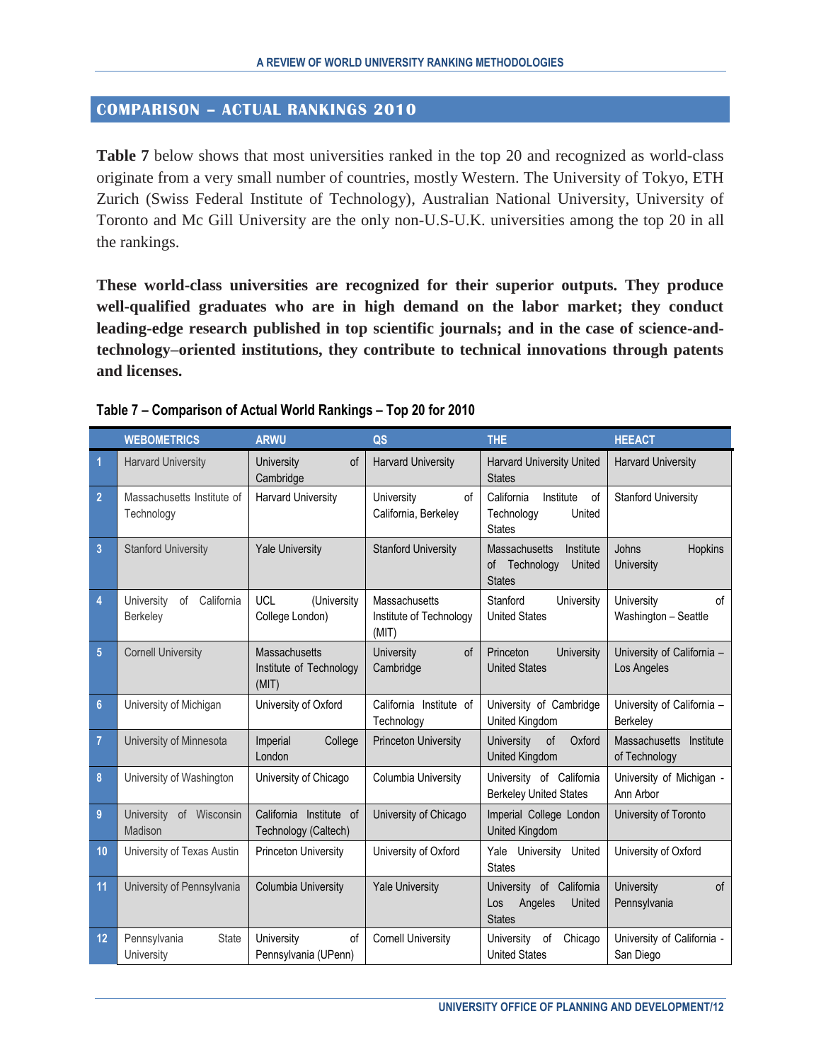## COMPARISON – ACTUAL RANKINGS 2010

**Table 7** below shows that most universities ranked in the top 20 and recognized as world-class originate from a very small number of countries, mostly Western. The University of Tokyo, ETH Zurich (Swiss Federal Institute of Technology), Australian National University, University of Toronto and Mc Gill University are the only non-U.S-U.K. universities among the top 20 in all the rankings.

**These world-class universities are recognized for their superior outputs. They produce well-qualified graduates who are in high demand on the labor market; they conduct leading-edge research published in top scientific journals; and in the case of science-and-technology–oriented institutions, they contribute to technical innovations through patents and licenses.**

**Table 7 – Comparison of Actual World Rankings – Top 20 for 2010**

| | WEBOMETRICS | ARWU | QS | THE | HEEACT |
|---|---|---|---|---|---|
| 1 | Harvard University | University of Cambridge | Harvard University | Harvard University United States | Harvard University |
| 2 | Massachusetts Institute of Technology | Harvard University | University of California, Berkeley | California Institute of Technology United States | Stanford University |
| 3 | Stanford University | Yale University | Stanford University | Massachusetts Institute of Technology United States | Johns Hopkins University |
| 4 | University of California Berkeley | UCL (University College London) | Massachusetts Institute of Technology (MIT) | Stanford University United States | University of Washington – Seattle |
| 5 | Cornell University | Massachusetts Institute of Technology (MIT) | University of Cambridge | Princeton University United States | University of California – Los Angeles |
| 6 | University of Michigan | University of Oxford | California Institute of Technology | University of Cambridge United Kingdom | University of California – Berkeley |
| 7 | University of Minnesota | Imperial College London | Princeton University | University of Oxford United Kingdom | Massachusetts Institute of Technology |
| 8 | University of Washington | University of Chicago | Columbia University | University of California Berkeley United States | University of Michigan - Ann Arbor |
| 9 | University of Wisconsin Madison | California Institute of Technology (Caltech) | University of Chicago | Imperial College London United Kingdom | University of Toronto |
| 10 | University of Texas Austin | Princeton University | University of Oxford | Yale University United States | University of Oxford |
| 11 | University of Pennsylvania | Columbia University | Yale University | University of California Los Angeles United States | University of Pennsylvania |
| 12 | Pennsylvania State University | University of Pennsylvania (UPenn) | Cornell University | University of Chicago United States | University of California - San Diego |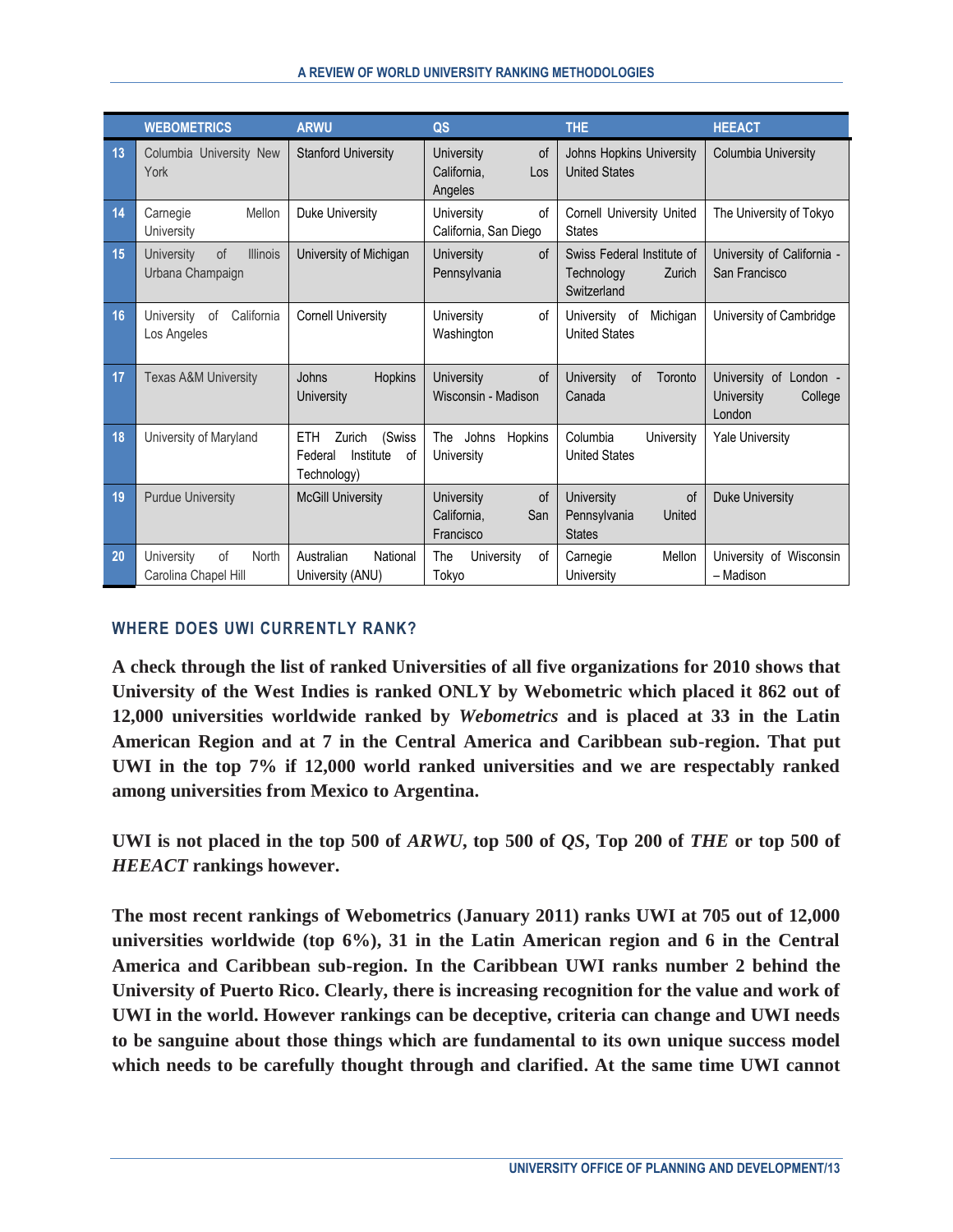| | WEBOMETRICS | ARWU | QS | THE | HEEACT |
|---|---|---|---|---|---|
| 13 | Columbia University New York | Stanford University | University of California, Los Angeles | Johns Hopkins University United States | Columbia University |
| 14 | Carnegie Mellon University | Duke University | University of California, San Diego | Cornell University United States | The University of Tokyo |
| 15 | University of Illinois Urbana Champaign | University of Michigan | University of Pennsylvania | Swiss Federal Institute of Technology Zurich Switzerland | University of California - San Francisco |
| 16 | University of California Los Angeles | Cornell University | University of Washington | University of Michigan United States | University of Cambridge |
| 17 | Texas A&M University | Johns Hopkins University | University of Wisconsin - Madison | University of Toronto Canada | University of London - University College London |
| 18 | University of Maryland | ETH Zurich (Swiss Federal Institute of Technology) | The Johns Hopkins University | Columbia University United States | Yale University |
| 19 | Purdue University | McGill University | University of California, San Francisco | University of Pennsylvania United States | Duke University |
| 20 | University of North Carolina Chapel Hill | Australian National University (ANU) | The University of Tokyo | Carnegie Mellon University | University of Wisconsin – Madison |

## WHERE DOES UWI CURRENTLY RANK?

**A check through the list of ranked Universities of all five organizations for 2010 shows that University of the West Indies is ranked ONLY by Webometric which placed it 862 out of 12,000 universities worldwide ranked by *Webometrics* and is placed at 33 in the Latin American Region and at 7 in the Central America and Caribbean sub-region. That put UWI in the top 7% if 12,000 world ranked universities and we are respectably ranked among universities from Mexico to Argentina.**

**UWI is not placed in the top 500 of *ARWU*, top 500 of *QS*, Top 200 of *THE* or top 500 of *HEEACT* rankings however.**

**The most recent rankings of Webometrics (January 2011) ranks UWI at 705 out of 12,000 universities worldwide (top 6%), 31 in the Latin American region and 6 in the Central America and Caribbean sub-region. In the Caribbean UWI ranks number 2 behind the University of Puerto Rico. Clearly, there is increasing recognition for the value and work of UWI in the world. However rankings can be deceptive, criteria can change and UWI needs to be sanguine about those things which are fundamental to its own unique success model which needs to be carefully thought through and clarified. At the same time UWI cannot**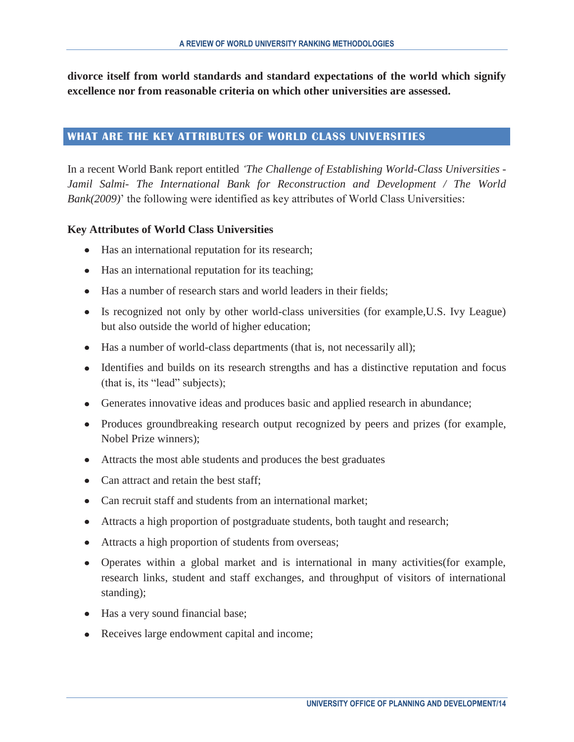**divorce itself from world standards and standard expectations of the world which signify excellence nor from reasonable criteria on which other universities are assessed.**

## WHAT ARE THE KEY ATTRIBUTES OF WORLD CLASS UNIVERSITIES

In a recent World Bank report entitled *'The Challenge of Establishing World-Class Universities - Jamil Salmi- The International Bank for Reconstruction and Development / The World Bank(2009)*' the following were identified as key attributes of World Class Universities:

**Key Attributes of World Class Universities**

- Has an international reputation for its research;
- Has an international reputation for its teaching;
- Has a number of research stars and world leaders in their fields;
- Is recognized not only by other world-class universities (for example,U.S. Ivy League) but also outside the world of higher education;
- Has a number of world-class departments (that is, not necessarily all);
- Identifies and builds on its research strengths and has a distinctive reputation and focus (that is, its "lead" subjects);
- Generates innovative ideas and produces basic and applied research in abundance;
- Produces groundbreaking research output recognized by peers and prizes (for example, Nobel Prize winners);
- Attracts the most able students and produces the best graduates
- Can attract and retain the best staff;
- Can recruit staff and students from an international market;
- Attracts a high proportion of postgraduate students, both taught and research;
- Attracts a high proportion of students from overseas;
- Operates within a global market and is international in many activities(for example, research links, student and staff exchanges, and throughput of visitors of international standing);
- Has a very sound financial base;
- Receives large endowment capital and income;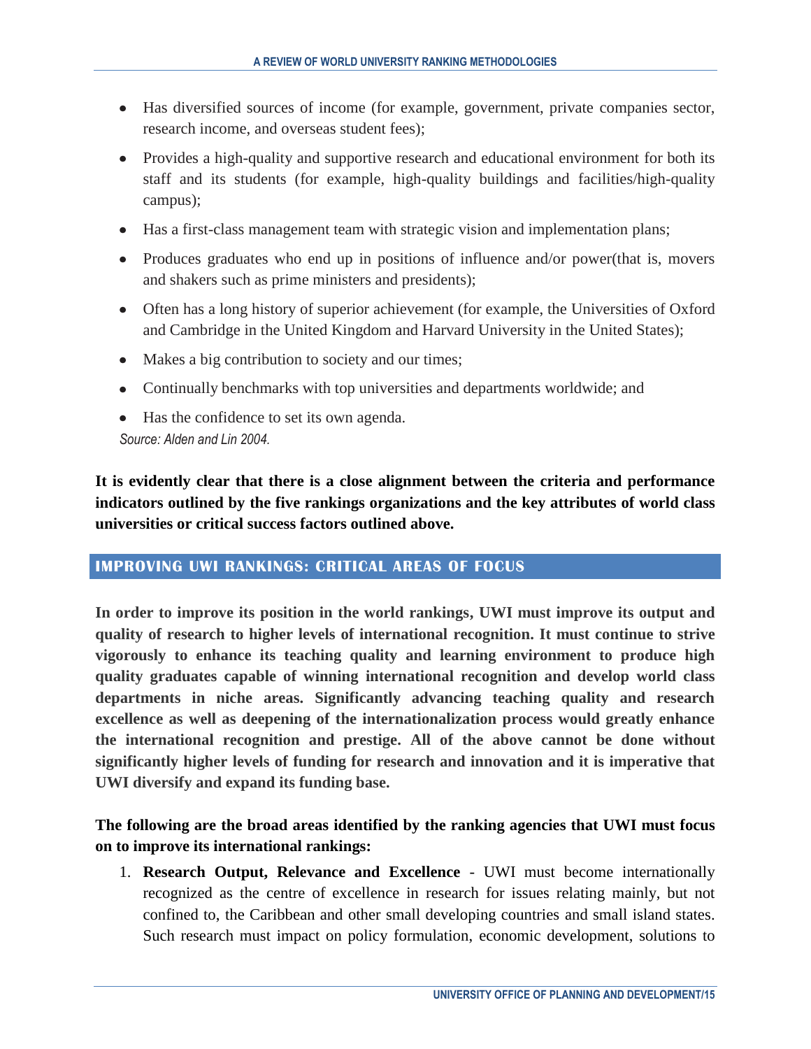- Has diversified sources of income (for example, government, private companies sector, research income, and overseas student fees);
- Provides a high-quality and supportive research and educational environment for both its staff and its students (for example, high-quality buildings and facilities/high-quality campus);
- Has a first-class management team with strategic vision and implementation plans;
- Produces graduates who end up in positions of influence and/or power(that is, movers and shakers such as prime ministers and presidents);
- Often has a long history of superior achievement (for example, the Universities of Oxford and Cambridge in the United Kingdom and Harvard University in the United States);
- Makes a big contribution to society and our times;
- Continually benchmarks with top universities and departments worldwide; and
- Has the confidence to set its own agenda.

*Source: Alden and Lin 2004.*

**It is evidently clear that there is a close alignment between the criteria and performance indicators outlined by the five rankings organizations and the key attributes of world class universities or critical success factors outlined above.**

## IMPROVING UWI RANKINGS: CRITICAL AREAS OF FOCUS

**In order to improve its position in the world rankings, UWI must improve its output and quality of research to higher levels of international recognition. It must continue to strive vigorously to enhance its teaching quality and learning environment to produce high quality graduates capable of winning international recognition and develop world class departments in niche areas. Significantly advancing teaching quality and research excellence as well as deepening of the internationalization process would greatly enhance the international recognition and prestige. All of the above cannot be done without significantly higher levels of funding for research and innovation and it is imperative that UWI diversify and expand its funding base.**

**The following are the broad areas identified by the ranking agencies that UWI must focus on to improve its international rankings:**

1. **Research Output, Relevance and Excellence** - UWI must become internationally recognized as the centre of excellence in research for issues relating mainly, but not confined to, the Caribbean and other small developing countries and small island states. Such research must impact on policy formulation, economic development, solutions to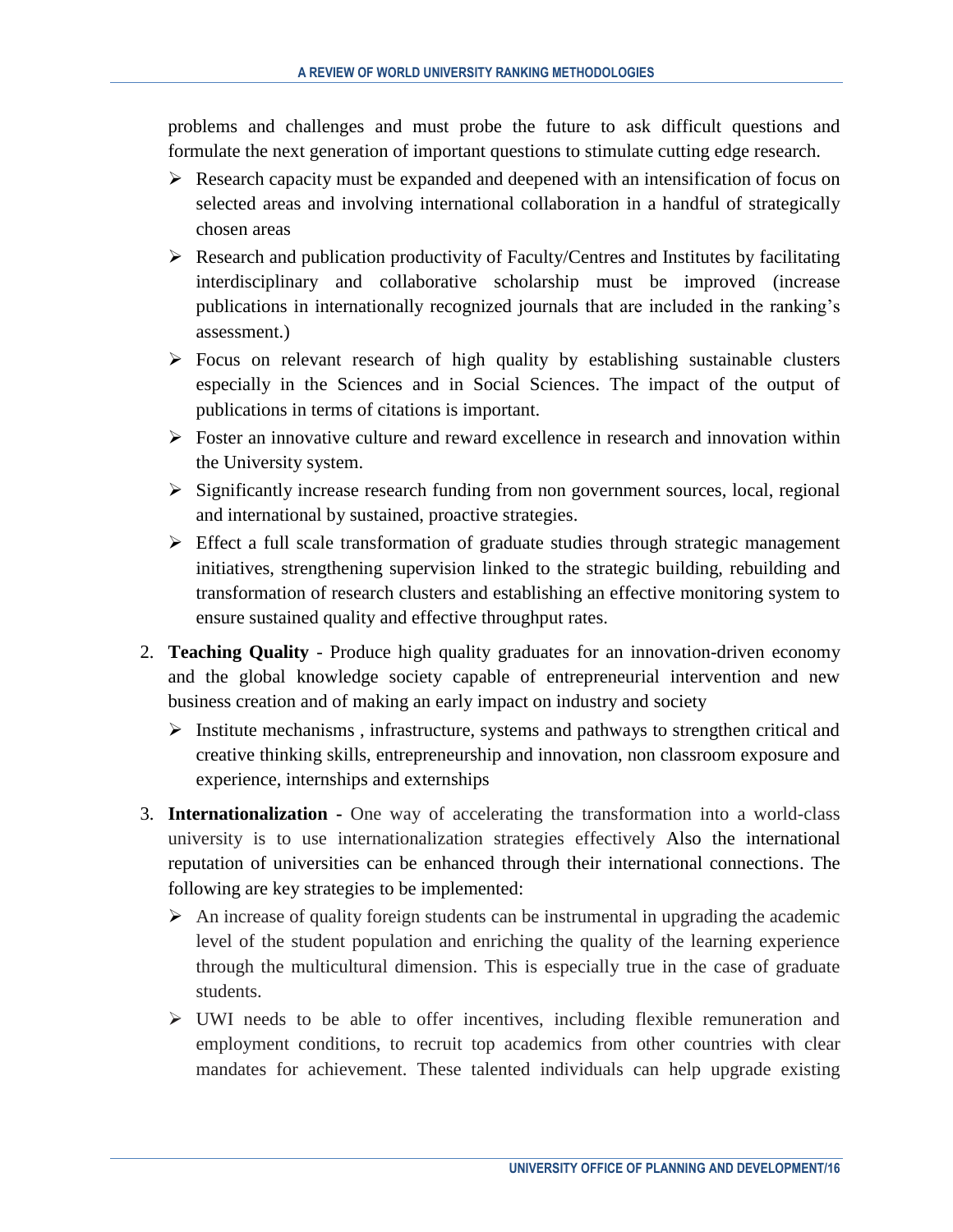problems and challenges and must probe the future to ask difficult questions and formulate the next generation of important questions to stimulate cutting edge research.

- Research capacity must be expanded and deepened with an intensification of focus on selected areas and involving international collaboration in a handful of strategically chosen areas
- Research and publication productivity of Faculty/Centres and Institutes by facilitating interdisciplinary and collaborative scholarship must be improved (increase publications in internationally recognized journals that are included in the ranking's assessment.)
- Focus on relevant research of high quality by establishing sustainable clusters especially in the Sciences and in Social Sciences. The impact of the output of publications in terms of citations is important.
- Foster an innovative culture and reward excellence in research and innovation within the University system.
- Significantly increase research funding from non government sources, local, regional and international by sustained, proactive strategies.
- Effect a full scale transformation of graduate studies through strategic management initiatives, strengthening supervision linked to the strategic building, rebuilding and transformation of research clusters and establishing an effective monitoring system to ensure sustained quality and effective throughput rates.

2. **Teaching Quality** - Produce high quality graduates for an innovation-driven economy and the global knowledge society capable of entrepreneurial intervention and new business creation and of making an early impact on industry and society
   - Institute mechanisms , infrastructure, systems and pathways to strengthen critical and creative thinking skills, entrepreneurship and innovation, non classroom exposure and experience, internships and externships

3. **Internationalization -** One way of accelerating the transformation into a world-class university is to use internationalization strategies effectively Also the international reputation of universities can be enhanced through their international connections. The following are key strategies to be implemented:
   - An increase of quality foreign students can be instrumental in upgrading the academic level of the student population and enriching the quality of the learning experience through the multicultural dimension. This is especially true in the case of graduate students.
   - UWI needs to be able to offer incentives, including flexible remuneration and employment conditions, to recruit top academics from other countries with clear mandates for achievement. These talented individuals can help upgrade existing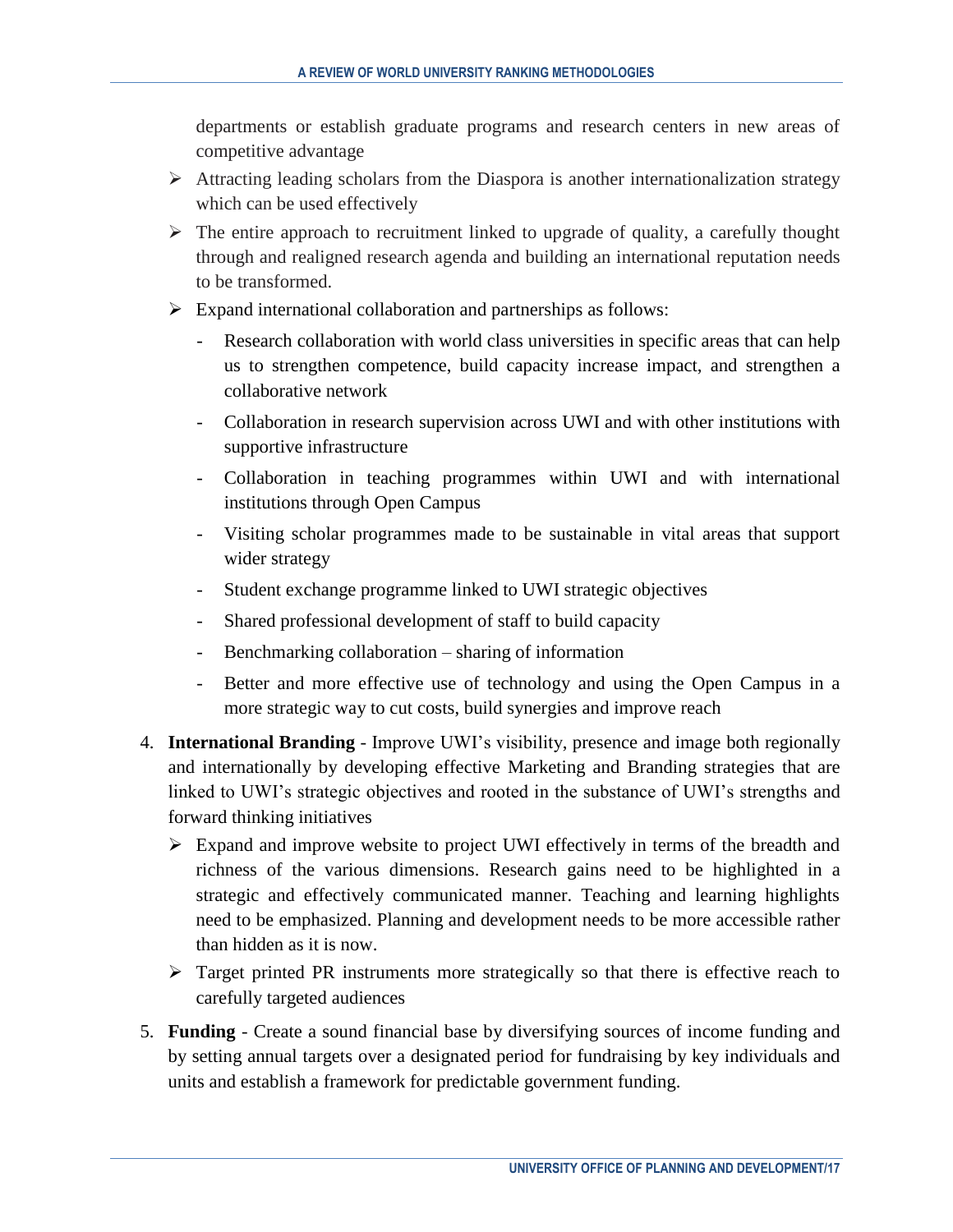departments or establish graduate programs and research centers in new areas of competitive advantage

- Attracting leading scholars from the Diaspora is another internationalization strategy which can be used effectively
- The entire approach to recruitment linked to upgrade of quality, a carefully thought through and realigned research agenda and building an international reputation needs to be transformed.
- Expand international collaboration and partnerships as follows:
  - Research collaboration with world class universities in specific areas that can help us to strengthen competence, build capacity increase impact, and strengthen a collaborative network
  - Collaboration in research supervision across UWI and with other institutions with supportive infrastructure
  - Collaboration in teaching programmes within UWI and with international institutions through Open Campus
  - Visiting scholar programmes made to be sustainable in vital areas that support wider strategy
  - Student exchange programme linked to UWI strategic objectives
  - Shared professional development of staff to build capacity
  - Benchmarking collaboration – sharing of information
  - Better and more effective use of technology and using the Open Campus in a more strategic way to cut costs, build synergies and improve reach

4. **International Branding** - Improve UWI's visibility, presence and image both regionally and internationally by developing effective Marketing and Branding strategies that are linked to UWI's strategic objectives and rooted in the substance of UWI's strengths and forward thinking initiatives
   - Expand and improve website to project UWI effectively in terms of the breadth and richness of the various dimensions. Research gains need to be highlighted in a strategic and effectively communicated manner. Teaching and learning highlights need to be emphasized. Planning and development needs to be more accessible rather than hidden as it is now.
   - Target printed PR instruments more strategically so that there is effective reach to carefully targeted audiences

5. **Funding** - Create a sound financial base by diversifying sources of income funding and by setting annual targets over a designated period for fundraising by key individuals and units and establish a framework for predictable government funding.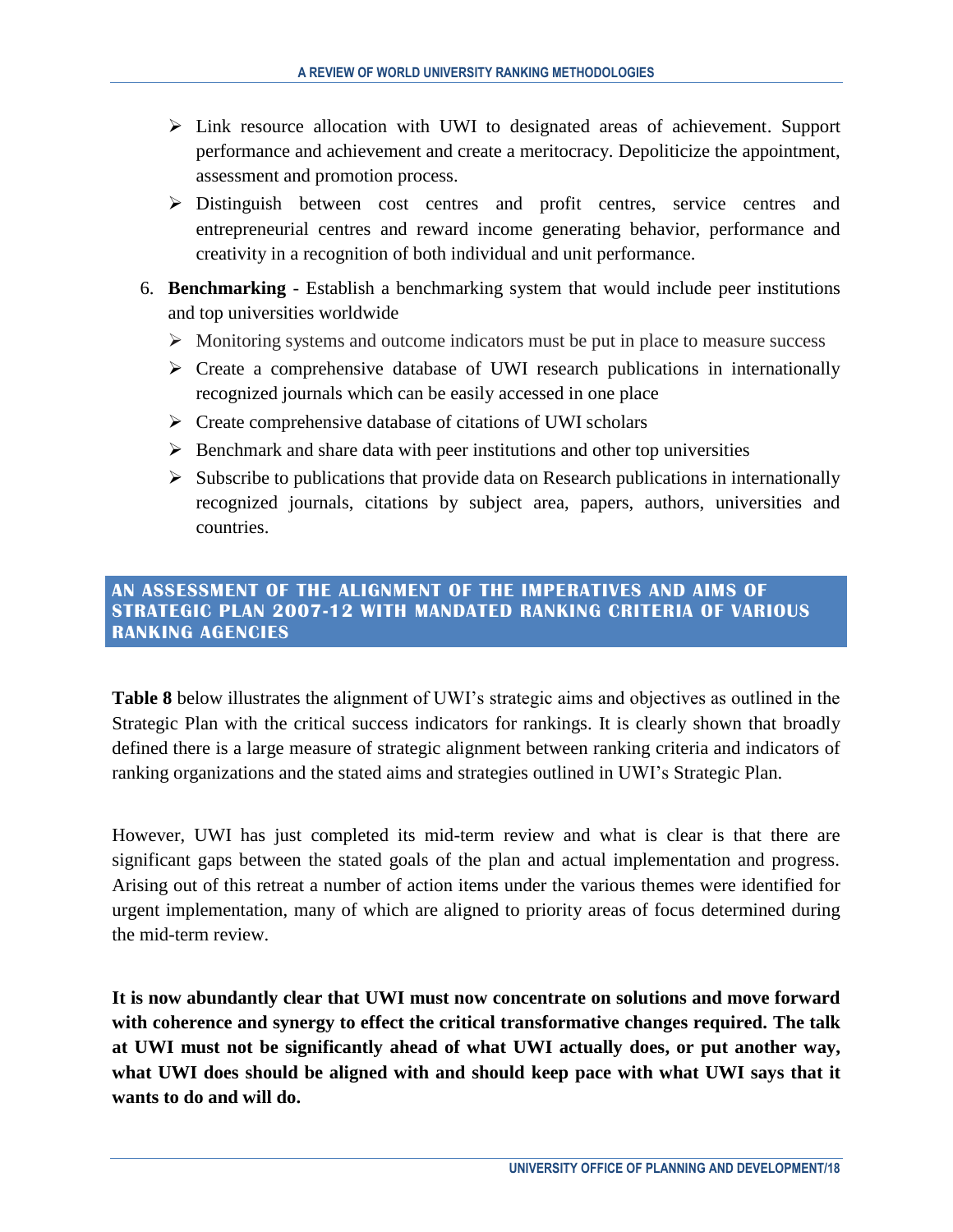- Link resource allocation with UWI to designated areas of achievement. Support performance and achievement and create a meritocracy. Depoliticize the appointment, assessment and promotion process.
- Distinguish between cost centres and profit centres, service centres and entrepreneurial centres and reward income generating behavior, performance and creativity in a recognition of both individual and unit performance.

6. **Benchmarking** - Establish a benchmarking system that would include peer institutions and top universities worldwide
    - Monitoring systems and outcome indicators must be put in place to measure success
    - Create a comprehensive database of UWI research publications in internationally recognized journals which can be easily accessed in one place
    - Create comprehensive database of citations of UWI scholars
    - Benchmark and share data with peer institutions and other top universities
    - Subscribe to publications that provide data on Research publications in internationally recognized journals, citations by subject area, papers, authors, universities and countries.

## AN ASSESSMENT OF THE ALIGNMENT OF THE IMPERATIVES AND AIMS OF STRATEGIC PLAN 2007-12 WITH MANDATED RANKING CRITERIA OF VARIOUS RANKING AGENCIES

**Table 8** below illustrates the alignment of UWI's strategic aims and objectives as outlined in the Strategic Plan with the critical success indicators for rankings. It is clearly shown that broadly defined there is a large measure of strategic alignment between ranking criteria and indicators of ranking organizations and the stated aims and strategies outlined in UWI's Strategic Plan.

However, UWI has just completed its mid-term review and what is clear is that there are significant gaps between the stated goals of the plan and actual implementation and progress. Arising out of this retreat a number of action items under the various themes were identified for urgent implementation, many of which are aligned to priority areas of focus determined during the mid-term review.

**It is now abundantly clear that UWI must now concentrate on solutions and move forward with coherence and synergy to effect the critical transformative changes required. The talk at UWI must not be significantly ahead of what UWI actually does, or put another way, what UWI does should be aligned with and should keep pace with what UWI says that it wants to do and will do.**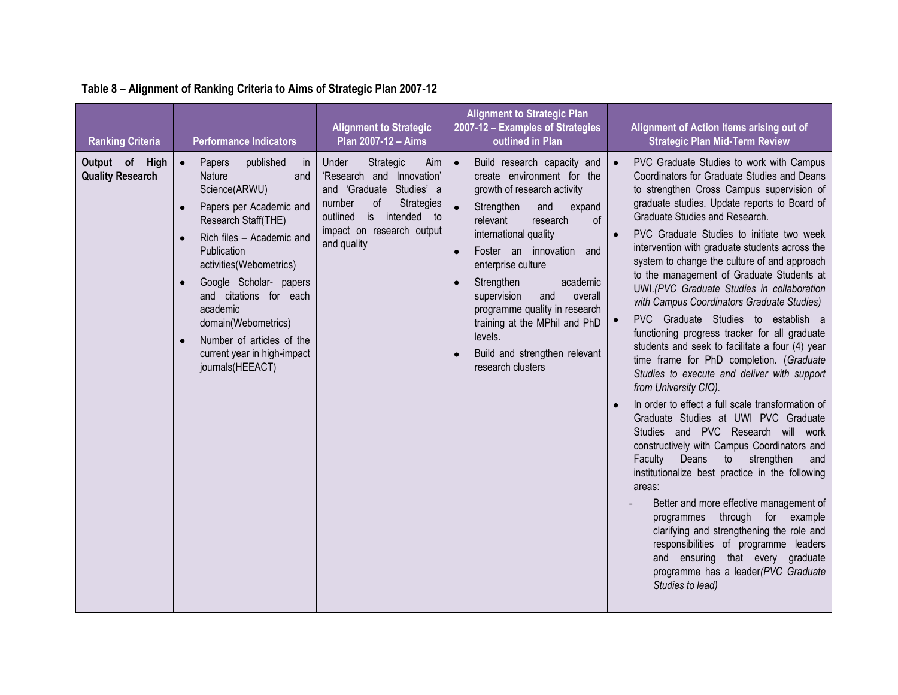**Table 8 – Alignment of Ranking Criteria to Aims of Strategic Plan 2007-12**

| Ranking Criteria | Performance Indicators | Alignment to Strategic Plan 2007-12 – Aims | Alignment to Strategic Plan 2007-12 – Examples of Strategies outlined in Plan | Alignment of Action Items arising out of Strategic Plan Mid-Term Review |
|---|---|---|---|---|
| **Output of High Quality Research** | • Papers published in Nature and Science(ARWU)<br>• Papers per Academic and Research Staff(THE)<br>• Rich files – Academic and Publication activities(Webometrics)<br>• Google Scholar- papers and citations for each academic domain(Webometrics)<br>• Number of articles of the current year in high-impact journals(HEEACT) | Under Strategic Aim 'Research and Innovation' and 'Graduate Studies' a number of Strategies outlined is intended to impact on research output and quality | • Build research capacity and create environment for the growth of research activity<br>• Strengthen and expand relevant research of international quality<br>• Foster an innovation and enterprise culture<br>• Strengthen academic supervision and overall programme quality in research training at the MPhil and PhD levels.<br>• Build and strengthen relevant research clusters | • PVC Graduate Studies to work with Campus Coordinators for Graduate Studies and Deans to strengthen Cross Campus supervision of graduate studies. Update reports to Board of Graduate Studies and Research.<br>• PVC Graduate Studies to initiate two week intervention with graduate students across the system to change the culture of and approach to the management of Graduate Students at UWI.*(PVC Graduate Studies in collaboration with Campus Coordinators Graduate Studies)*<br>• PVC Graduate Studies to establish a functioning progress tracker for all graduate students and seek to facilitate a four (4) year time frame for PhD completion. (*Graduate Studies to execute and deliver with support from University CIO).*<br>• In order to effect a full scale transformation of Graduate Studies at UWI PVC Graduate Studies and PVC Research will work constructively with Campus Coordinators and Faculty Deans to strengthen and institutionalize best practice in the following areas:<br>- Better and more effective management of programmes through for example clarifying and strengthening the role and responsibilities of programme leaders and ensuring that every graduate programme has a leader*(PVC Graduate Studies to lead)* |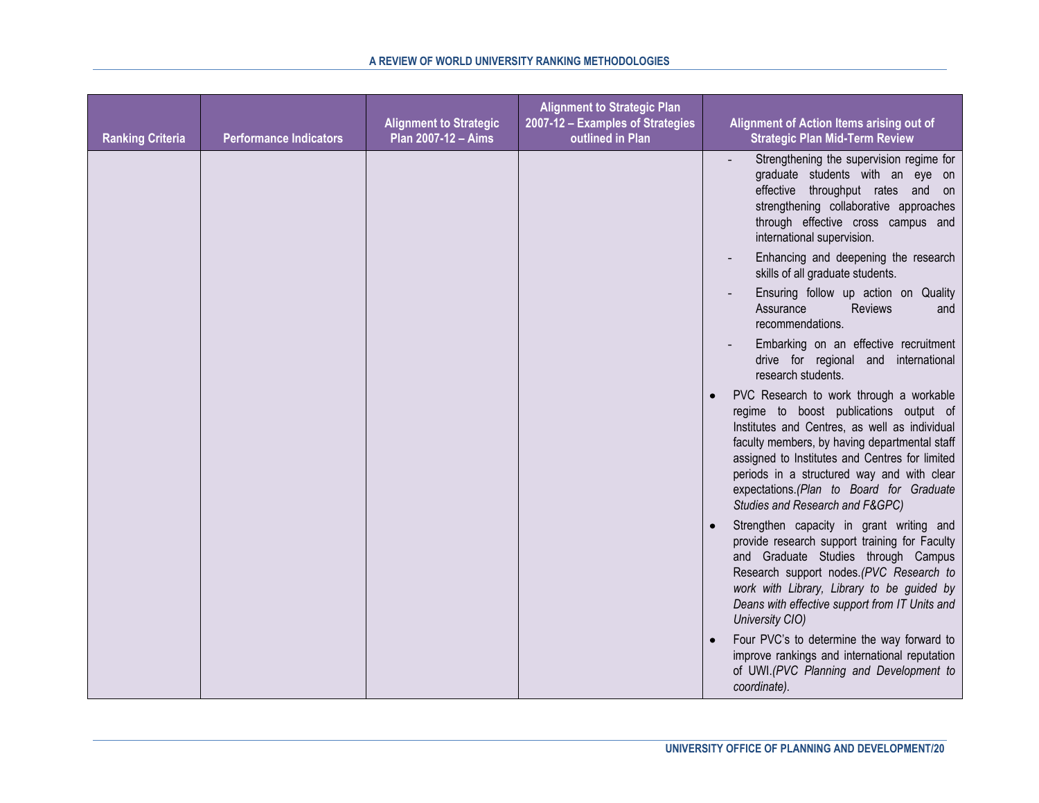| Ranking Criteria | Performance Indicators | Alignment to Strategic Plan 2007-12 – Aims | Alignment to Strategic Plan 2007-12 – Examples of Strategies outlined in Plan | Alignment of Action Items arising out of Strategic Plan Mid-Term Review |
|---|---|---|---|---|
| | | | | - Strengthening the supervision regime for graduate students with an eye on effective throughput rates and on strengthening collaborative approaches through effective cross campus and international supervision.<br>- Enhancing and deepening the research skills of all graduate students.<br>- Ensuring follow up action on Quality Assurance Reviews and recommendations.<br>- Embarking on an effective recruitment drive for regional and international research students.<br>• PVC Research to work through a workable regime to boost publications output of Institutes and Centres, as well as individual faculty members, by having departmental staff assigned to Institutes and Centres for limited periods in a structured way and with clear expectations.*(Plan to Board for Graduate Studies and Research and F&GPC)*<br>• Strengthen capacity in grant writing and provide research support training for Faculty and Graduate Studies through Campus Research support nodes.*(PVC Research to work with Library, Library to be guided by Deans with effective support from IT Units and University CIO)*<br>• Four PVC's to determine the way forward to improve rankings and international reputation of UWI.*(PVC Planning and Development to coordinate).* |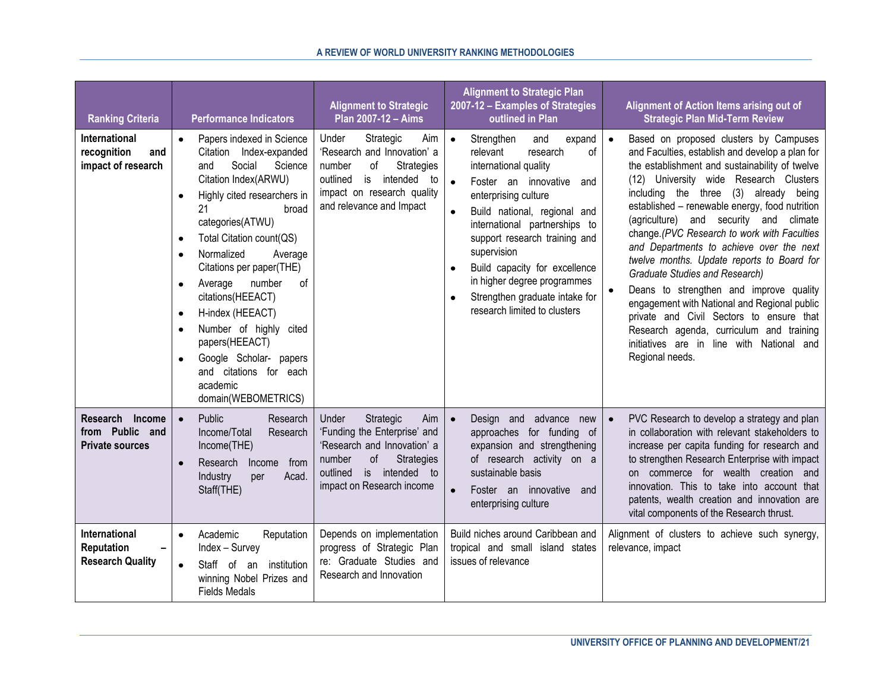| Ranking Criteria | Performance Indicators | Alignment to Strategic Plan 2007-12 – Aims | Alignment to Strategic Plan 2007-12 – Examples of Strategies outlined in Plan | Alignment of Action Items arising out of Strategic Plan Mid-Term Review |
|---|---|---|---|---|
| **International recognition and impact of research** | • Papers indexed in Science Citation Index-expanded and Social Science Citation Index(ARWU)<br>• Highly cited researchers in 21 broad categories(ATWU)<br>• Total Citation count(QS)<br>• Normalized Average Citations per paper(THE)<br>• Average number of citations(HEEACT)<br>• H-index (HEEACT)<br>• Number of highly cited papers(HEEACT)<br>• Google Scholar- papers and citations for each academic domain(WEBOMETRICS) | Under Strategic Aim 'Research and Innovation' a number of Strategies outlined is intended to impact on research quality and relevance and Impact | • Strengthen and expand relevant research of international quality<br>• Foster an innovative and enterprising culture<br>• Build national, regional and international partnerships to support research training and supervision<br>• Build capacity for excellence in higher degree programmes<br>• Strengthen graduate intake for research limited to clusters | • Based on proposed clusters by Campuses and Faculties, establish and develop a plan for the establishment and sustainability of twelve (12) University wide Research Clusters including the three (3) already being established – renewable energy, food nutrition (agriculture) and security and climate change.*(PVC Research to work with Faculties and Departments to achieve over the next twelve months. Update reports to Board for Graduate Studies and Research)*<br>• Deans to strengthen and improve quality engagement with National and Regional public private and Civil Sectors to ensure that Research agenda, curriculum and training initiatives are in line with National and Regional needs. |
| **Research Income from Public and Private sources** | • Public Research Income/Total Research Income(THE)<br>• Research Income from Industry per Acad. Staff(THE) | Under Strategic Aim 'Funding the Enterprise' and 'Research and Innovation' a number of Strategies outlined is intended to impact on Research income | • Design and advance new approaches for funding of expansion and strengthening of research activity on a sustainable basis<br>• Foster an innovative and enterprising culture | • PVC Research to develop a strategy and plan in collaboration with relevant stakeholders to increase per capita funding for research and to strengthen Research Enterprise with impact on commerce for wealth creation and innovation. This to take into account that patents, wealth creation and innovation are vital components of the Research thrust. |
| **International Reputation – Research Quality** | • Academic Reputation Index – Survey<br>• Staff of an institution winning Nobel Prizes and Fields Medals | Depends on implementation progress of Strategic Plan re: Graduate Studies and Research and Innovation | Build niches around Caribbean and tropical and small island states issues of relevance | Alignment of clusters to achieve such synergy, relevance, impact |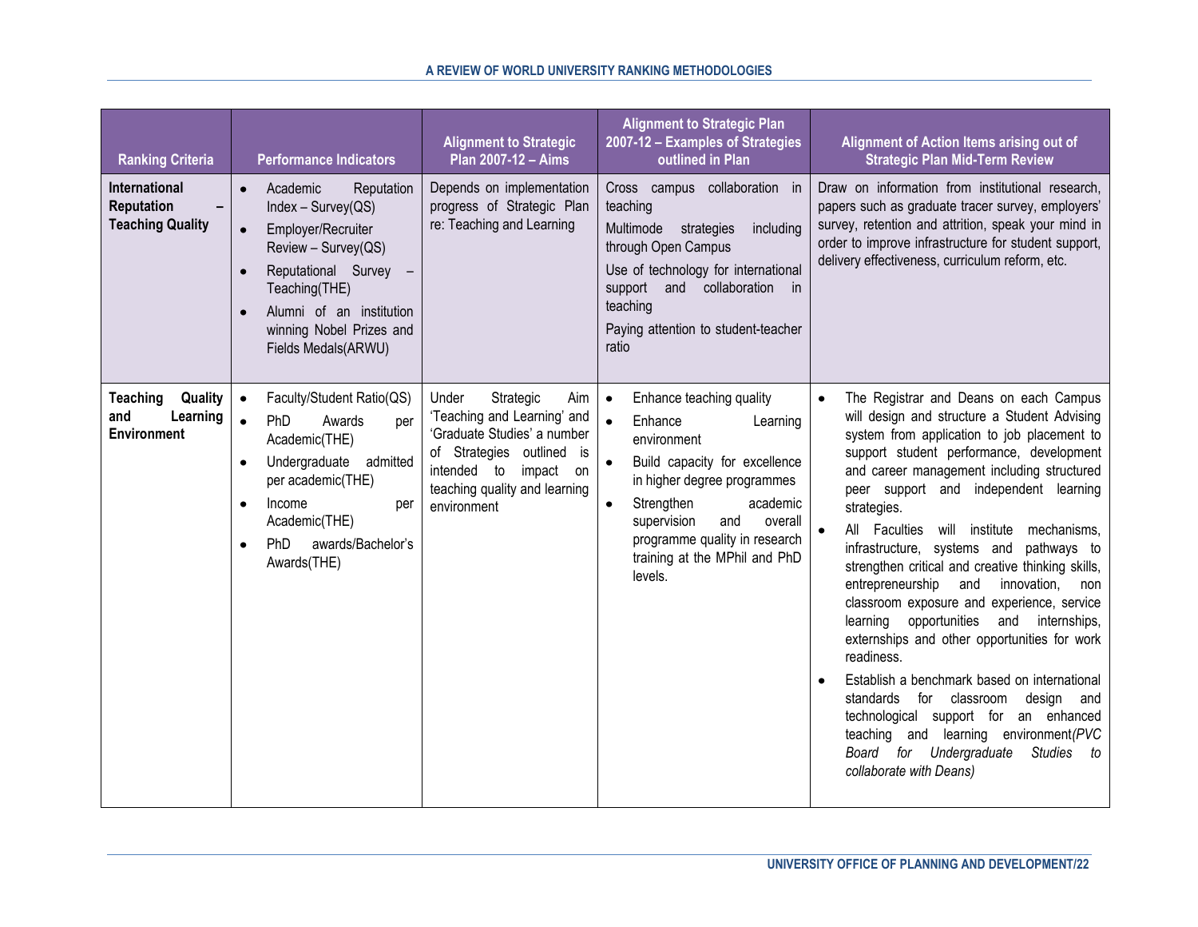| Ranking Criteria | Performance Indicators | Alignment to Strategic Plan 2007-12 – Aims | Alignment to Strategic Plan 2007-12 – Examples of Strategies outlined in Plan | Alignment of Action Items arising out of Strategic Plan Mid-Term Review |
|---|---|---|---|---|
| **International Reputation – Teaching Quality** | • Academic Reputation Index – Survey(QS)<br>• Employer/Recruiter Review – Survey(QS)<br>• Reputational Survey – Teaching(THE)<br>• Alumni of an institution winning Nobel Prizes and Fields Medals(ARWU) | Depends on implementation progress of Strategic Plan re: Teaching and Learning | Cross campus collaboration in teaching<br>Multimode strategies including through Open Campus<br>Use of technology for international support and collaboration in teaching<br>Paying attention to student-teacher ratio | Draw on information from institutional research, papers such as graduate tracer survey, employers' survey, retention and attrition, speak your mind in order to improve infrastructure for student support, delivery effectiveness, curriculum reform, etc. |
| **Teaching Quality and Learning Environment** | • Faculty/Student Ratio(QS)<br>• PhD Awards per Academic(THE)<br>• Undergraduate admitted per academic(THE)<br>• Income per Academic(THE)<br>• PhD awards/Bachelor's Awards(THE) | Under Strategic Aim 'Teaching and Learning' and 'Graduate Studies' a number of Strategies outlined is intended to impact on teaching quality and learning environment | • Enhance teaching quality<br>• Enhance Learning environment<br>• Build capacity for excellence in higher degree programmes<br>• Strengthen academic supervision and overall programme quality in research training at the MPhil and PhD levels. | • The Registrar and Deans on each Campus will design and structure a Student Advising system from application to job placement to support student performance, development and career management including structured peer support and independent learning strategies.<br>• All Faculties will institute mechanisms, infrastructure, systems and pathways to strengthen critical and creative thinking skills, entrepreneurship and innovation, non classroom exposure and experience, service learning opportunities and internships, externships and other opportunities for work readiness.<br>• Establish a benchmark based on international standards for classroom design and technological support for an enhanced teaching and learning environment*(PVC Board for Undergraduate Studies to collaborate with Deans)* |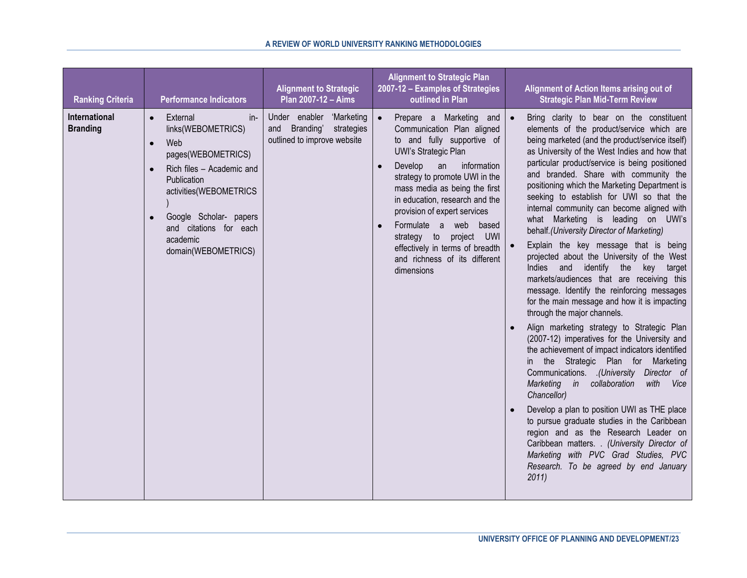| Ranking Criteria | Performance Indicators | Alignment to Strategic Plan 2007-12 – Aims | Alignment to Strategic Plan 2007-12 – Examples of Strategies outlined in Plan | Alignment of Action Items arising out of Strategic Plan Mid-Term Review |
|---|---|---|---|---|
| **International Branding** | • External in-links(WEBOMETRICS)<br>• Web pages(WEBOMETRICS)<br>• Rich files – Academic and Publication activities(WEBOMETRICS)<br>• Google Scholar- papers and citations for each academic domain(WEBOMETRICS) | Under enabler 'Marketing and Branding' strategies outlined to improve website | • Prepare a Marketing and Communication Plan aligned to and fully supportive of UWI's Strategic Plan<br>• Develop an information strategy to promote UWI in the mass media as being the first in education, research and the provision of expert services<br>• Formulate a web based strategy to project UWI effectively in terms of breadth and richness of its different dimensions | • Bring clarity to bear on the constituent elements of the product/service which are being marketed (and the product/service itself) as University of the West Indies and how that particular product/service is being positioned and branded. Share with community the positioning which the Marketing Department is seeking to establish for UWI so that the internal community can become aligned with what Marketing is leading on UWI's behalf.*(University Director of Marketing)*<br>• Explain the key message that is being projected about the University of the West Indies and identify the key target markets/audiences that are receiving this message. Identify the reinforcing messages for the main message and how it is impacting through the major channels.<br>• Align marketing strategy to Strategic Plan (2007-12) imperatives for the University and the achievement of impact indicators identified in the Strategic Plan for Marketing Communications. .*(University Director of Marketing in collaboration with Vice Chancellor)*<br>• Develop a plan to position UWI as THE place to pursue graduate studies in the Caribbean region and as the Research Leader on Caribbean matters. . *(University Director of Marketing with PVC Grad Studies, PVC Research. To be agreed by end January 2011)* |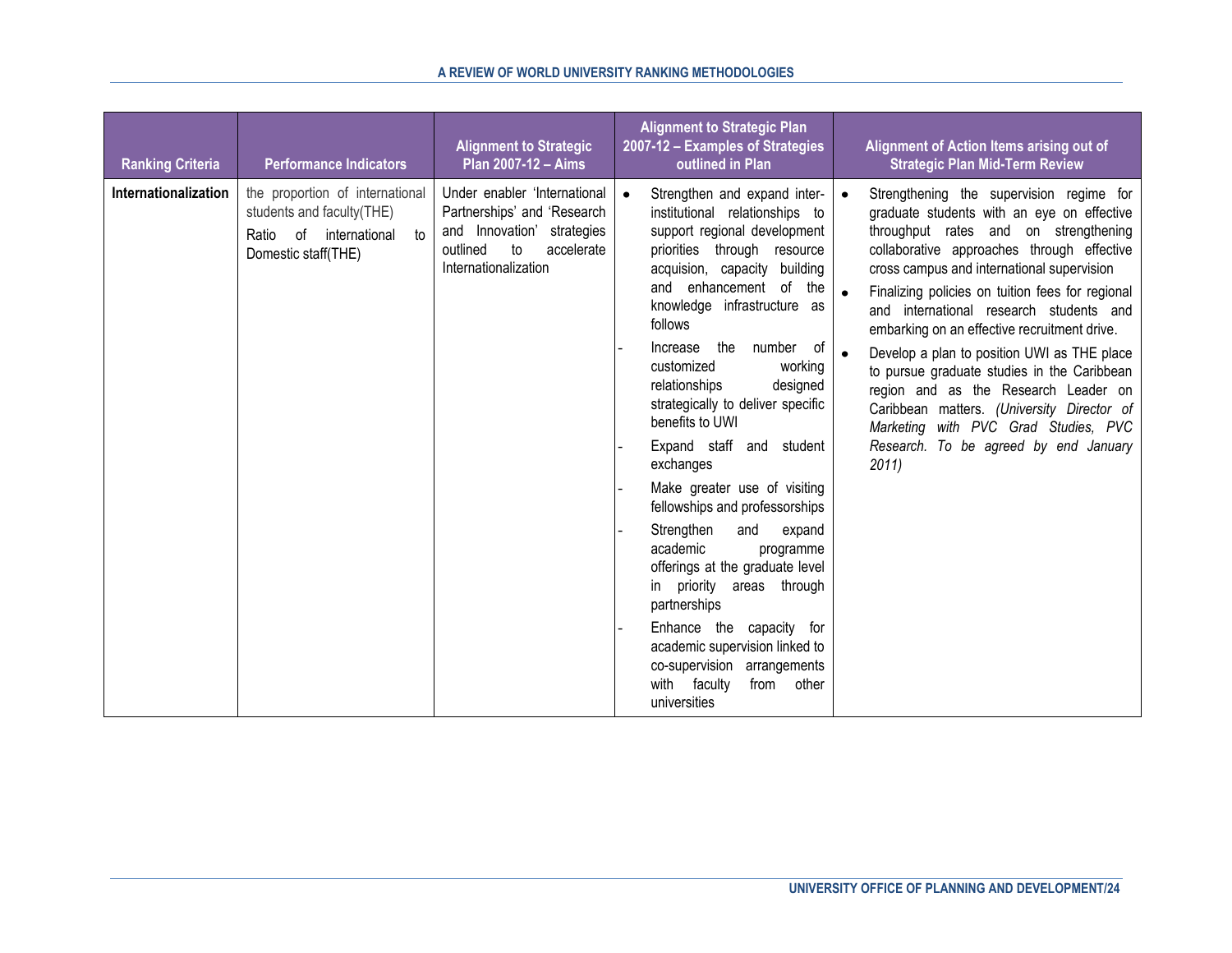| Ranking Criteria | Performance Indicators | Alignment to Strategic Plan 2007-12 – Aims | Alignment to Strategic Plan 2007-12 – Examples of Strategies outlined in Plan | Alignment of Action Items arising out of Strategic Plan Mid-Term Review |
|---|---|---|---|---|
| **Internationalization** | the proportion of international students and faculty(THE)<br>Ratio of international to Domestic staff(THE) | Under enabler 'International Partnerships' and 'Research and Innovation' strategies outlined to accelerate Internationalization | • Strengthen and expand inter-institutional relationships to support regional development priorities through resource acquision, capacity building and enhancement of the knowledge infrastructure as follows<br>- Increase the number of customized working relationships designed strategically to deliver specific benefits to UWI<br>- Expand staff and student exchanges<br>- Make greater use of visiting fellowships and professorships<br>- Strengthen and expand academic programme offerings at the graduate level in priority areas through partnerships<br>- Enhance the capacity for academic supervision linked to co-supervision arrangements with faculty from other universities | • Strengthening the supervision regime for graduate students with an eye on effective throughput rates and on strengthening collaborative approaches through effective cross campus and international supervision<br>• Finalizing policies on tuition fees for regional and international research students and embarking on an effective recruitment drive.<br>• Develop a plan to position UWI as THE place to pursue graduate studies in the Caribbean region and as the Research Leader on Caribbean matters. *(University Director of Marketing with PVC Grad Studies, PVC Research. To be agreed by end January 2011)* |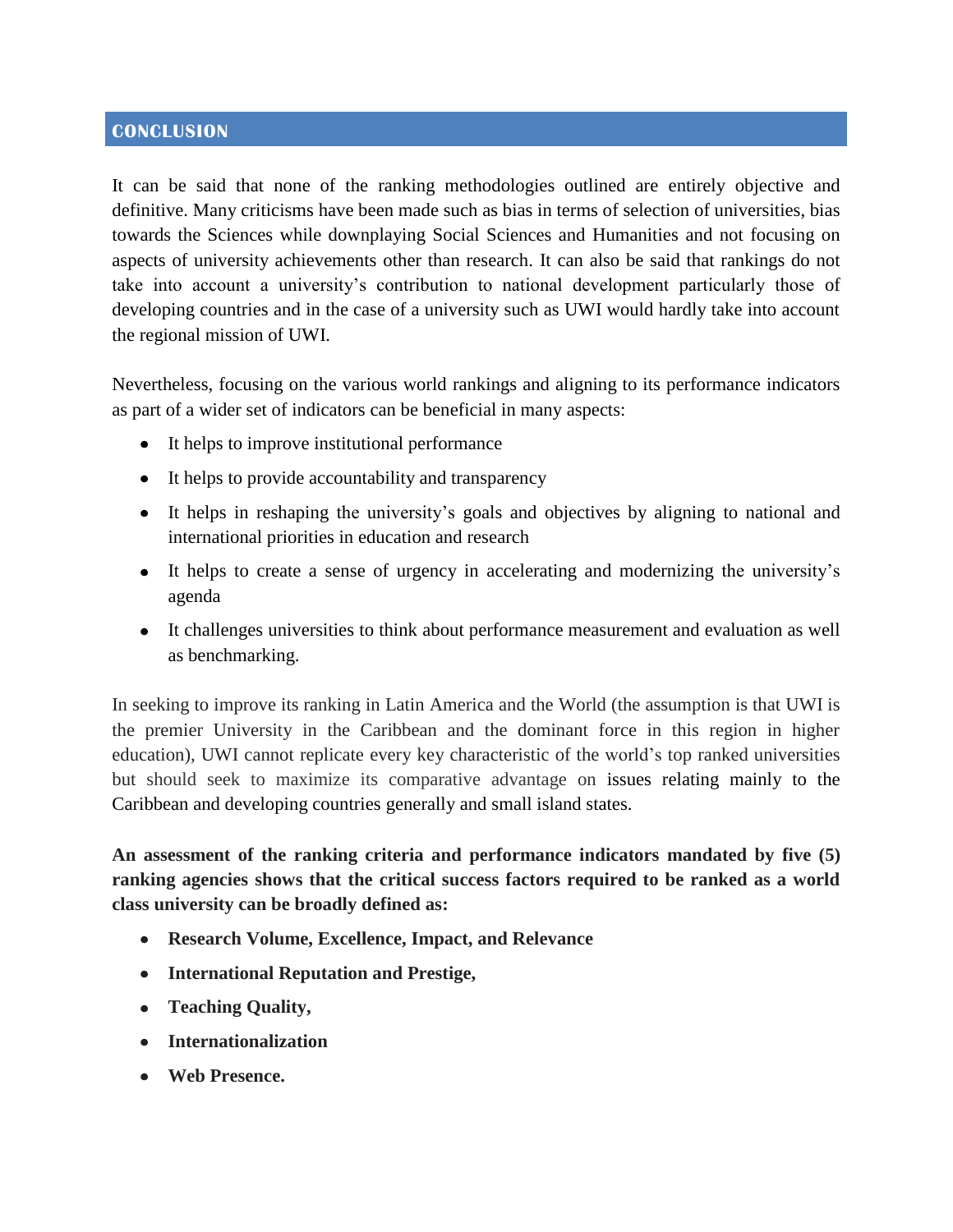## CONCLUSION

It can be said that none of the ranking methodologies outlined are entirely objective and definitive. Many criticisms have been made such as bias in terms of selection of universities, bias towards the Sciences while downplaying Social Sciences and Humanities and not focusing on aspects of university achievements other than research. It can also be said that rankings do not take into account a university's contribution to national development particularly those of developing countries and in the case of a university such as UWI would hardly take into account the regional mission of UWI.

Nevertheless, focusing on the various world rankings and aligning to its performance indicators as part of a wider set of indicators can be beneficial in many aspects:

- It helps to improve institutional performance
- It helps to provide accountability and transparency
- It helps in reshaping the university's goals and objectives by aligning to national and international priorities in education and research
- It helps to create a sense of urgency in accelerating and modernizing the university's agenda
- It challenges universities to think about performance measurement and evaluation as well as benchmarking.

In seeking to improve its ranking in Latin America and the World (the assumption is that UWI is the premier University in the Caribbean and the dominant force in this region in higher education), UWI cannot replicate every key characteristic of the world's top ranked universities but should seek to maximize its comparative advantage on issues relating mainly to the Caribbean and developing countries generally and small island states.

**An assessment of the ranking criteria and performance indicators mandated by five (5) ranking agencies shows that the critical success factors required to be ranked as a world class university can be broadly defined as:**

- **Research Volume, Excellence, Impact, and Relevance**
- **International Reputation and Prestige,**
- **Teaching Quality,**
- **Internationalization**
- **Web Presence.**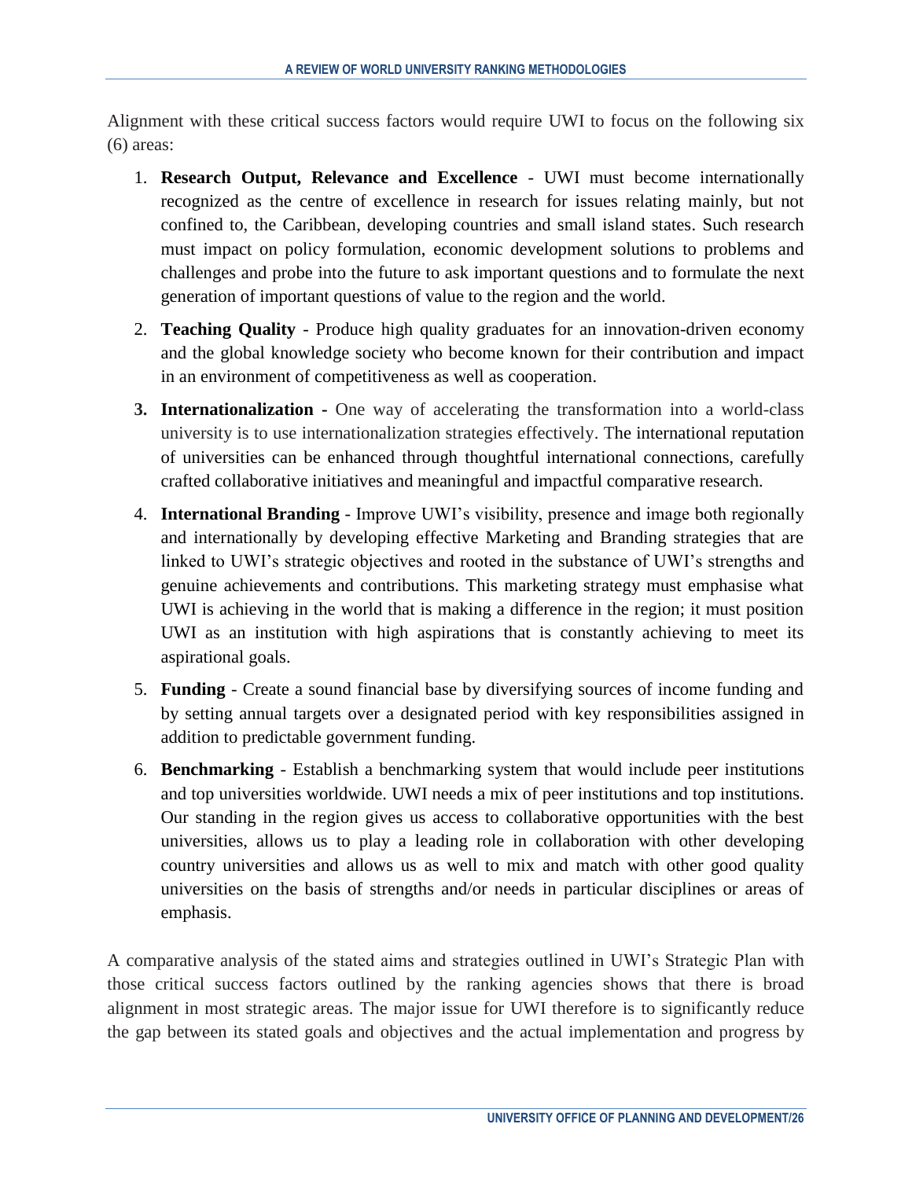Alignment with these critical success factors would require UWI to focus on the following six (6) areas:

1. **Research Output, Relevance and Excellence** - UWI must become internationally recognized as the centre of excellence in research for issues relating mainly, but not confined to, the Caribbean, developing countries and small island states. Such research must impact on policy formulation, economic development solutions to problems and challenges and probe into the future to ask important questions and to formulate the next generation of important questions of value to the region and the world.

2. **Teaching Quality** - Produce high quality graduates for an innovation-driven economy and the global knowledge society who become known for their contribution and impact in an environment of competitiveness as well as cooperation.

3. **Internationalization -** One way of accelerating the transformation into a world-class university is to use internationalization strategies effectively. The international reputation of universities can be enhanced through thoughtful international connections, carefully crafted collaborative initiatives and meaningful and impactful comparative research.

4. **International Branding** - Improve UWI's visibility, presence and image both regionally and internationally by developing effective Marketing and Branding strategies that are linked to UWI's strategic objectives and rooted in the substance of UWI's strengths and genuine achievements and contributions. This marketing strategy must emphasise what UWI is achieving in the world that is making a difference in the region; it must position UWI as an institution with high aspirations that is constantly achieving to meet its aspirational goals.

5. **Funding** - Create a sound financial base by diversifying sources of income funding and by setting annual targets over a designated period with key responsibilities assigned in addition to predictable government funding.

6. **Benchmarking** - Establish a benchmarking system that would include peer institutions and top universities worldwide. UWI needs a mix of peer institutions and top institutions. Our standing in the region gives us access to collaborative opportunities with the best universities, allows us to play a leading role in collaboration with other developing country universities and allows us as well to mix and match with other good quality universities on the basis of strengths and/or needs in particular disciplines or areas of emphasis.

A comparative analysis of the stated aims and strategies outlined in UWI's Strategic Plan with those critical success factors outlined by the ranking agencies shows that there is broad alignment in most strategic areas. The major issue for UWI therefore is to significantly reduce the gap between its stated goals and objectives and the actual implementation and progress by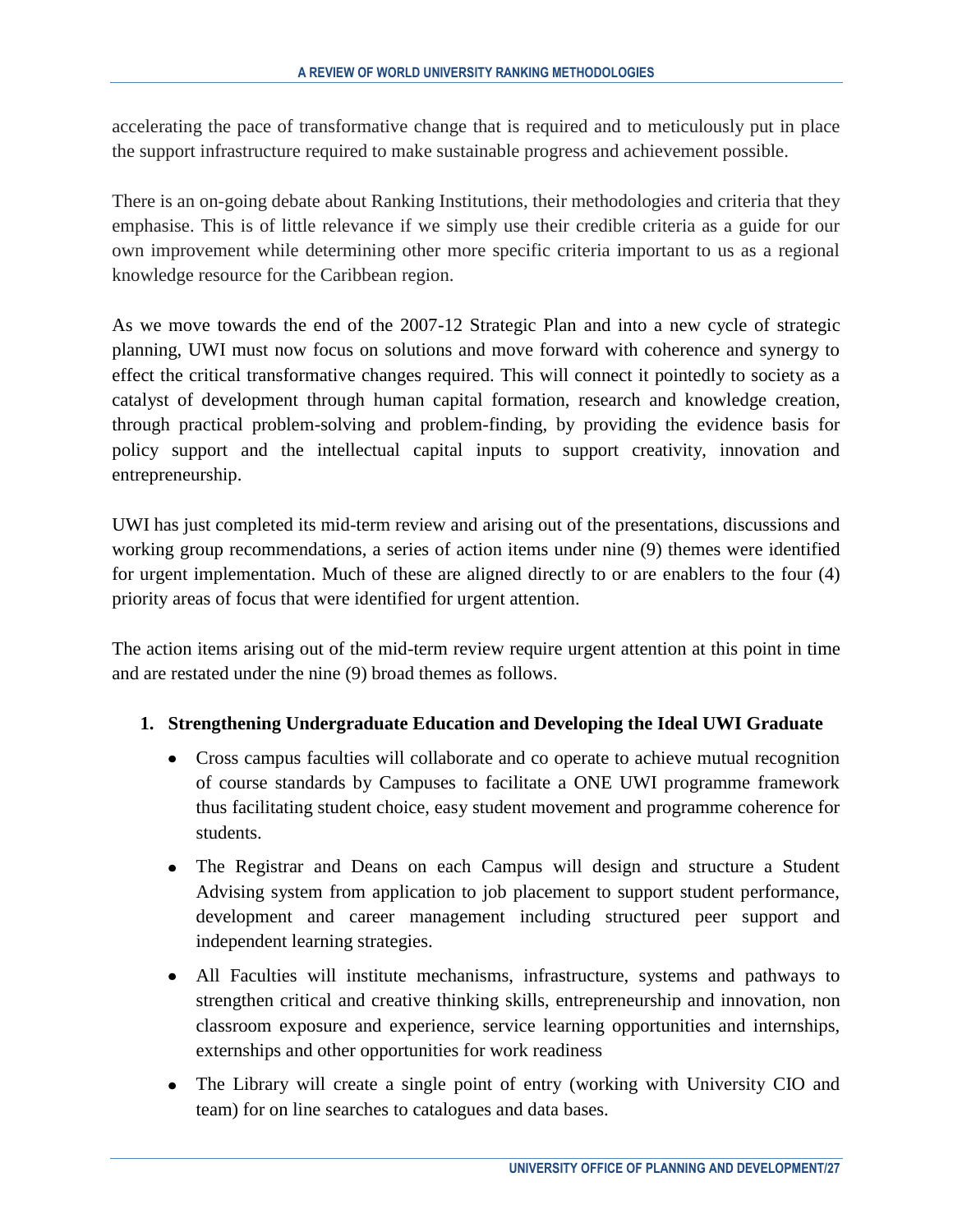accelerating the pace of transformative change that is required and to meticulously put in place the support infrastructure required to make sustainable progress and achievement possible.

There is an on-going debate about Ranking Institutions, their methodologies and criteria that they emphasise. This is of little relevance if we simply use their credible criteria as a guide for our own improvement while determining other more specific criteria important to us as a regional knowledge resource for the Caribbean region.

As we move towards the end of the 2007-12 Strategic Plan and into a new cycle of strategic planning, UWI must now focus on solutions and move forward with coherence and synergy to effect the critical transformative changes required. This will connect it pointedly to society as a catalyst of development through human capital formation, research and knowledge creation, through practical problem-solving and problem-finding, by providing the evidence basis for policy support and the intellectual capital inputs to support creativity, innovation and entrepreneurship.

UWI has just completed its mid-term review and arising out of the presentations, discussions and working group recommendations, a series of action items under nine (9) themes were identified for urgent implementation. Much of these are aligned directly to or are enablers to the four (4) priority areas of focus that were identified for urgent attention.

The action items arising out of the mid-term review require urgent attention at this point in time and are restated under the nine (9) broad themes as follows.

**1. Strengthening Undergraduate Education and Developing the Ideal UWI Graduate**

- Cross campus faculties will collaborate and co operate to achieve mutual recognition of course standards by Campuses to facilitate a ONE UWI programme framework thus facilitating student choice, easy student movement and programme coherence for students.
- The Registrar and Deans on each Campus will design and structure a Student Advising system from application to job placement to support student performance, development and career management including structured peer support and independent learning strategies.
- All Faculties will institute mechanisms, infrastructure, systems and pathways to strengthen critical and creative thinking skills, entrepreneurship and innovation, non classroom exposure and experience, service learning opportunities and internships, externships and other opportunities for work readiness
- The Library will create a single point of entry (working with University CIO and team) for on line searches to catalogues and data bases.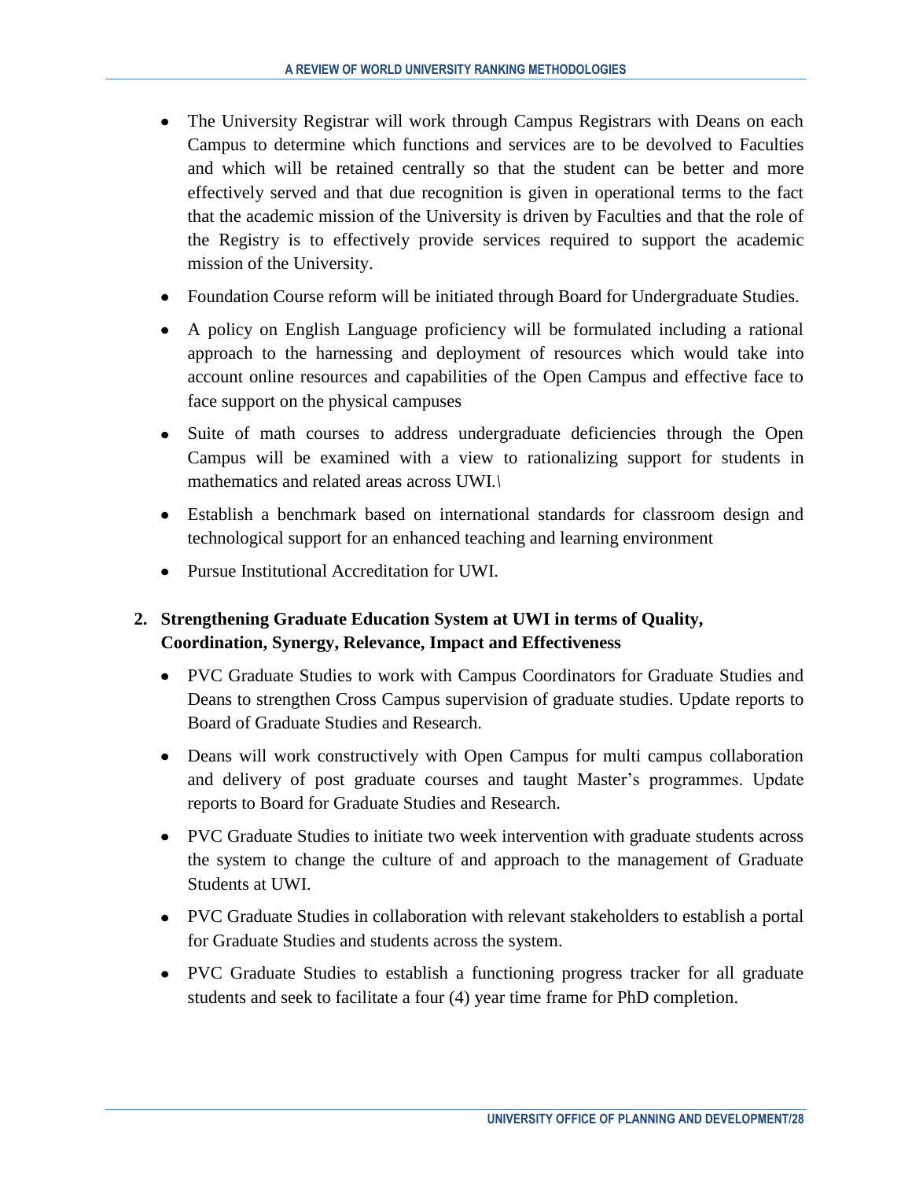- The University Registrar will work through Campus Registrars with Deans on each Campus to determine which functions and services are to be devolved to Faculties and which will be retained centrally so that the student can be better and more effectively served and that due recognition is given in operational terms to the fact that the academic mission of the University is driven by Faculties and that the role of the Registry is to effectively provide services required to support the academic mission of the University.
- Foundation Course reform will be initiated through Board for Undergraduate Studies.
- A policy on English Language proficiency will be formulated including a rational approach to the harnessing and deployment of resources which would take into account online resources and capabilities of the Open Campus and effective face to face support on the physical campuses
- Suite of math courses to address undergraduate deficiencies through the Open Campus will be examined with a view to rationalizing support for students in mathematics and related areas across UWI.\
- Establish a benchmark based on international standards for classroom design and technological support for an enhanced teaching and learning environment
- Pursue Institutional Accreditation for UWI.

**2. Strengthening Graduate Education System at UWI in terms of Quality, Coordination, Synergy, Relevance, Impact and Effectiveness**

- PVC Graduate Studies to work with Campus Coordinators for Graduate Studies and Deans to strengthen Cross Campus supervision of graduate studies. Update reports to Board of Graduate Studies and Research.
- Deans will work constructively with Open Campus for multi campus collaboration and delivery of post graduate courses and taught Master's programmes. Update reports to Board for Graduate Studies and Research.
- PVC Graduate Studies to initiate two week intervention with graduate students across the system to change the culture of and approach to the management of Graduate Students at UWI.
- PVC Graduate Studies in collaboration with relevant stakeholders to establish a portal for Graduate Studies and students across the system.
- PVC Graduate Studies to establish a functioning progress tracker for all graduate students and seek to facilitate a four (4) year time frame for PhD completion.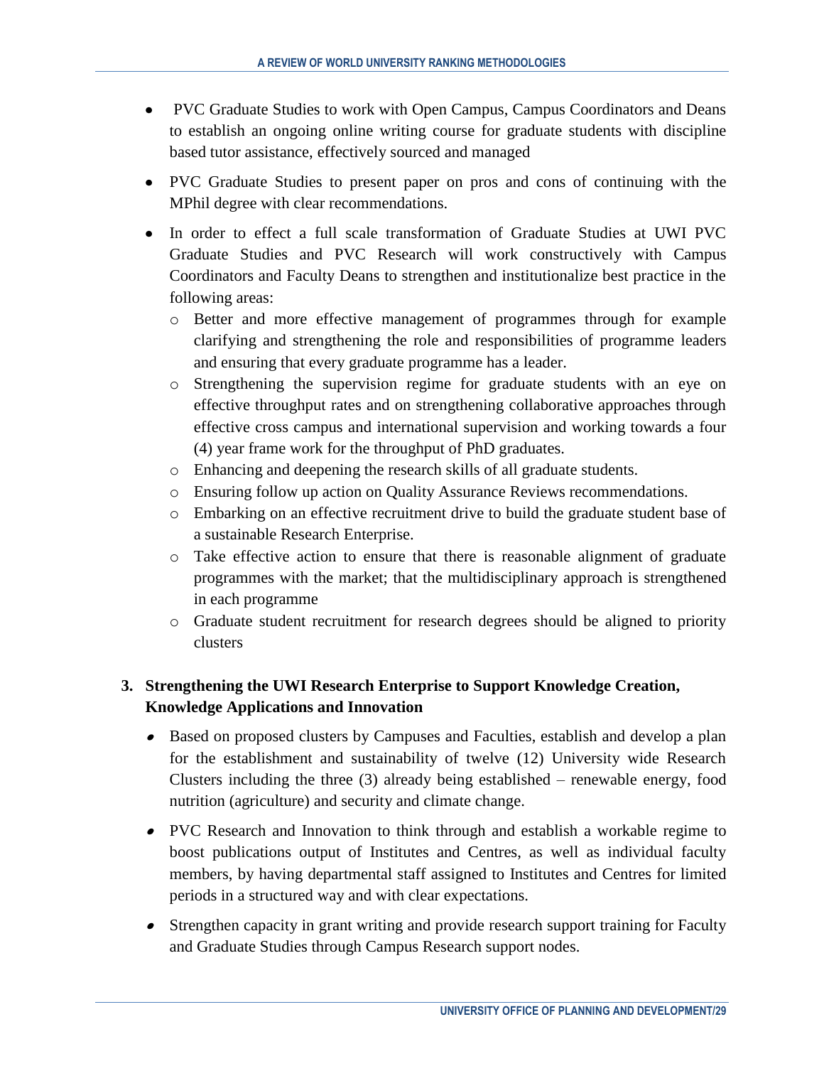- PVC Graduate Studies to work with Open Campus, Campus Coordinators and Deans to establish an ongoing online writing course for graduate students with discipline based tutor assistance, effectively sourced and managed
- PVC Graduate Studies to present paper on pros and cons of continuing with the MPhil degree with clear recommendations.
- In order to effect a full scale transformation of Graduate Studies at UWI PVC Graduate Studies and PVC Research will work constructively with Campus Coordinators and Faculty Deans to strengthen and institutionalize best practice in the following areas:
  - Better and more effective management of programmes through for example clarifying and strengthening the role and responsibilities of programme leaders and ensuring that every graduate programme has a leader.
  - Strengthening the supervision regime for graduate students with an eye on effective throughput rates and on strengthening collaborative approaches through effective cross campus and international supervision and working towards a four (4) year frame work for the throughput of PhD graduates.
  - Enhancing and deepening the research skills of all graduate students.
  - Ensuring follow up action on Quality Assurance Reviews recommendations.
  - Embarking on an effective recruitment drive to build the graduate student base of a sustainable Research Enterprise.
  - Take effective action to ensure that there is reasonable alignment of graduate programmes with the market; that the multidisciplinary approach is strengthened in each programme
  - Graduate student recruitment for research degrees should be aligned to priority clusters

### 3. Strengthening the UWI Research Enterprise to Support Knowledge Creation, Knowledge Applications and Innovation

- Based on proposed clusters by Campuses and Faculties, establish and develop a plan for the establishment and sustainability of twelve (12) University wide Research Clusters including the three (3) already being established – renewable energy, food nutrition (agriculture) and security and climate change.
- PVC Research and Innovation to think through and establish a workable regime to boost publications output of Institutes and Centres, as well as individual faculty members, by having departmental staff assigned to Institutes and Centres for limited periods in a structured way and with clear expectations.
- Strengthen capacity in grant writing and provide research support training for Faculty and Graduate Studies through Campus Research support nodes.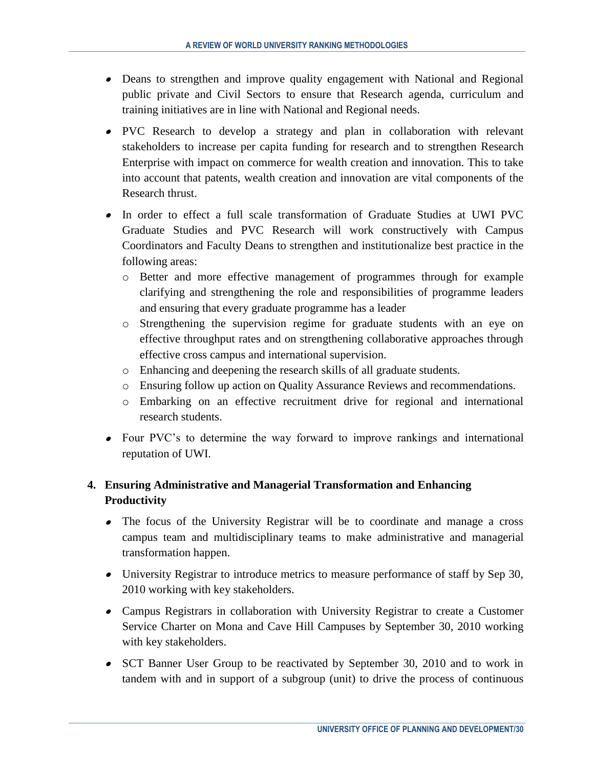- Deans to strengthen and improve quality engagement with National and Regional public private and Civil Sectors to ensure that Research agenda, curriculum and training initiatives are in line with National and Regional needs.
- PVC Research to develop a strategy and plan in collaboration with relevant stakeholders to increase per capita funding for research and to strengthen Research Enterprise with impact on commerce for wealth creation and innovation. This to take into account that patents, wealth creation and innovation are vital components of the Research thrust.
- In order to effect a full scale transformation of Graduate Studies at UWI PVC Graduate Studies and PVC Research will work constructively with Campus Coordinators and Faculty Deans to strengthen and institutionalize best practice in the following areas:
  - Better and more effective management of programmes through for example clarifying and strengthening the role and responsibilities of programme leaders and ensuring that every graduate programme has a leader
  - Strengthening the supervision regime for graduate students with an eye on effective throughput rates and on strengthening collaborative approaches through effective cross campus and international supervision.
  - Enhancing and deepening the research skills of all graduate students.
  - Ensuring follow up action on Quality Assurance Reviews and recommendations.
  - Embarking on an effective recruitment drive for regional and international research students.
- Four PVC's to determine the way forward to improve rankings and international reputation of UWI.

**4. Ensuring Administrative and Managerial Transformation and Enhancing Productivity**

- The focus of the University Registrar will be to coordinate and manage a cross campus team and multidisciplinary teams to make administrative and managerial transformation happen.
- University Registrar to introduce metrics to measure performance of staff by Sep 30, 2010 working with key stakeholders.
- Campus Registrars in collaboration with University Registrar to create a Customer Service Charter on Mona and Cave Hill Campuses by September 30, 2010 working with key stakeholders.
- SCT Banner User Group to be reactivated by September 30, 2010 and to work in tandem with and in support of a subgroup (unit) to drive the process of continuous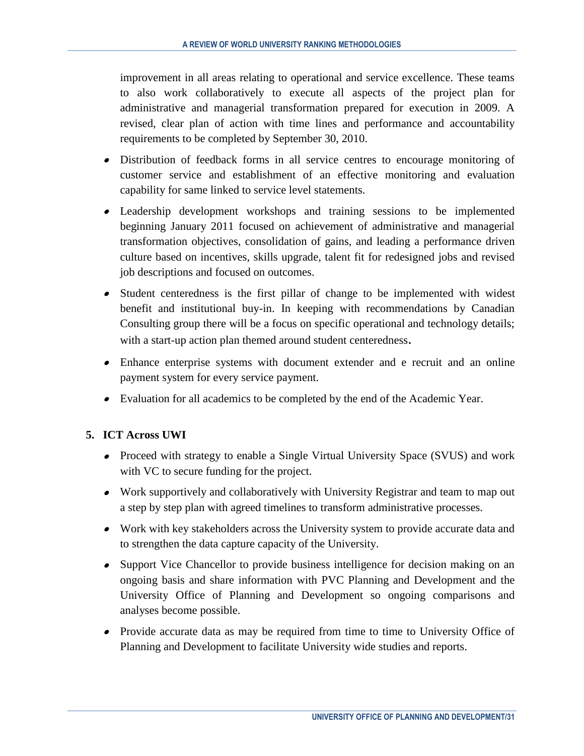improvement in all areas relating to operational and service excellence. These teams to also work collaboratively to execute all aspects of the project plan for administrative and managerial transformation prepared for execution in 2009. A revised, clear plan of action with time lines and performance and accountability requirements to be completed by September 30, 2010.

- Distribution of feedback forms in all service centres to encourage monitoring of customer service and establishment of an effective monitoring and evaluation capability for same linked to service level statements.
- Leadership development workshops and training sessions to be implemented beginning January 2011 focused on achievement of administrative and managerial transformation objectives, consolidation of gains, and leading a performance driven culture based on incentives, skills upgrade, talent fit for redesigned jobs and revised job descriptions and focused on outcomes.
- Student centeredness is the first pillar of change to be implemented with widest benefit and institutional buy-in. In keeping with recommendations by Canadian Consulting group there will be a focus on specific operational and technology details; with a start-up action plan themed around student centeredness.
- Enhance enterprise systems with document extender and e recruit and an online payment system for every service payment.
- Evaluation for all academics to be completed by the end of the Academic Year.

**5. ICT Across UWI**

- Proceed with strategy to enable a Single Virtual University Space (SVUS) and work with VC to secure funding for the project.
- Work supportively and collaboratively with University Registrar and team to map out a step by step plan with agreed timelines to transform administrative processes.
- Work with key stakeholders across the University system to provide accurate data and to strengthen the data capture capacity of the University.
- Support Vice Chancellor to provide business intelligence for decision making on an ongoing basis and share information with PVC Planning and Development and the University Office of Planning and Development so ongoing comparisons and analyses become possible.
- Provide accurate data as may be required from time to time to University Office of Planning and Development to facilitate University wide studies and reports.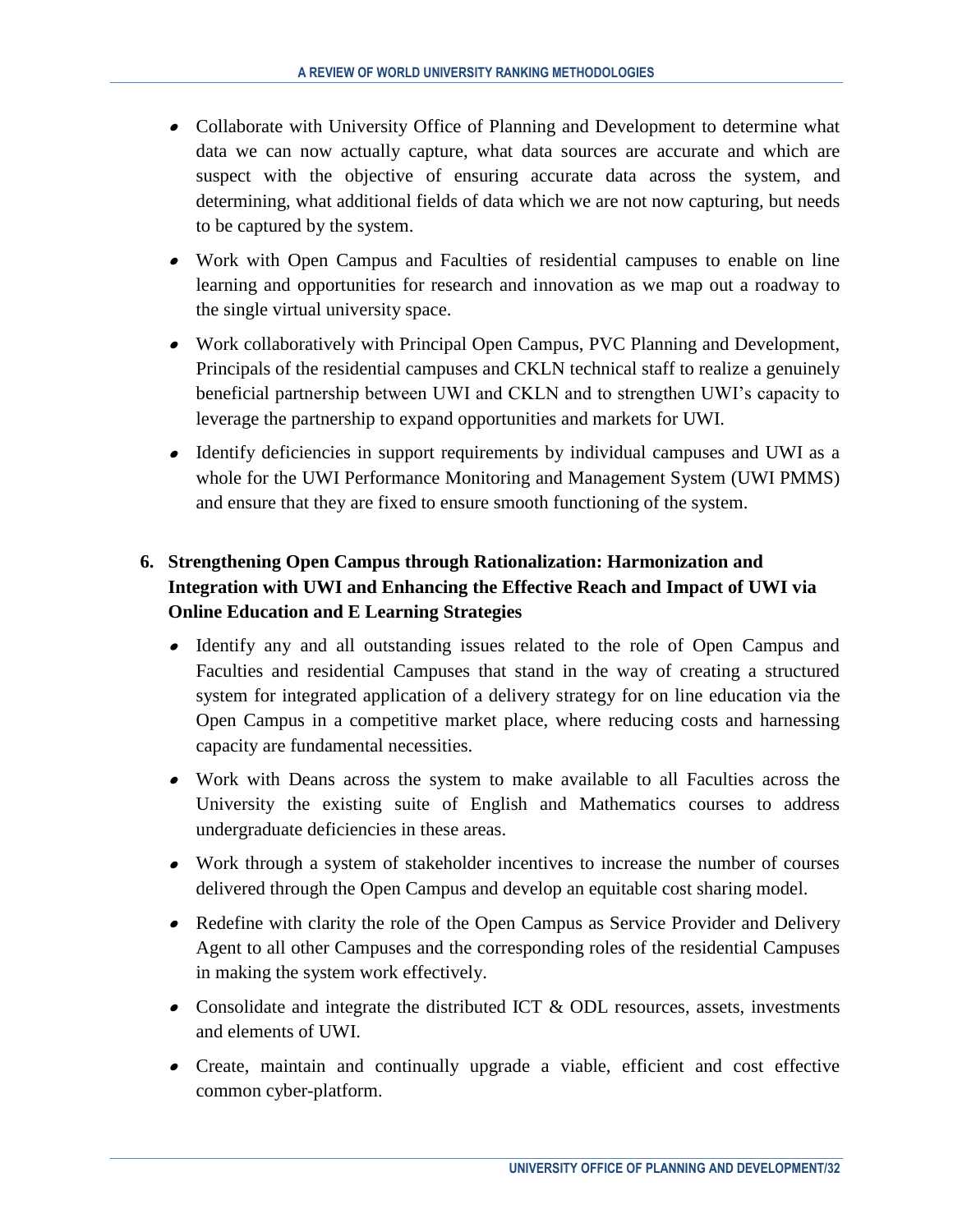- Collaborate with University Office of Planning and Development to determine what data we can now actually capture, what data sources are accurate and which are suspect with the objective of ensuring accurate data across the system, and determining, what additional fields of data which we are not now capturing, but needs to be captured by the system.
- Work with Open Campus and Faculties of residential campuses to enable on line learning and opportunities for research and innovation as we map out a roadway to the single virtual university space.
- Work collaboratively with Principal Open Campus, PVC Planning and Development, Principals of the residential campuses and CKLN technical staff to realize a genuinely beneficial partnership between UWI and CKLN and to strengthen UWI's capacity to leverage the partnership to expand opportunities and markets for UWI.
- Identify deficiencies in support requirements by individual campuses and UWI as a whole for the UWI Performance Monitoring and Management System (UWI PMMS) and ensure that they are fixed to ensure smooth functioning of the system.

**6. Strengthening Open Campus through Rationalization: Harmonization and Integration with UWI and Enhancing the Effective Reach and Impact of UWI via Online Education and E Learning Strategies**

- Identify any and all outstanding issues related to the role of Open Campus and Faculties and residential Campuses that stand in the way of creating a structured system for integrated application of a delivery strategy for on line education via the Open Campus in a competitive market place, where reducing costs and harnessing capacity are fundamental necessities.
- Work with Deans across the system to make available to all Faculties across the University the existing suite of English and Mathematics courses to address undergraduate deficiencies in these areas.
- Work through a system of stakeholder incentives to increase the number of courses delivered through the Open Campus and develop an equitable cost sharing model.
- Redefine with clarity the role of the Open Campus as Service Provider and Delivery Agent to all other Campuses and the corresponding roles of the residential Campuses in making the system work effectively.
- Consolidate and integrate the distributed ICT & ODL resources, assets, investments and elements of UWI.
- Create, maintain and continually upgrade a viable, efficient and cost effective common cyber-platform.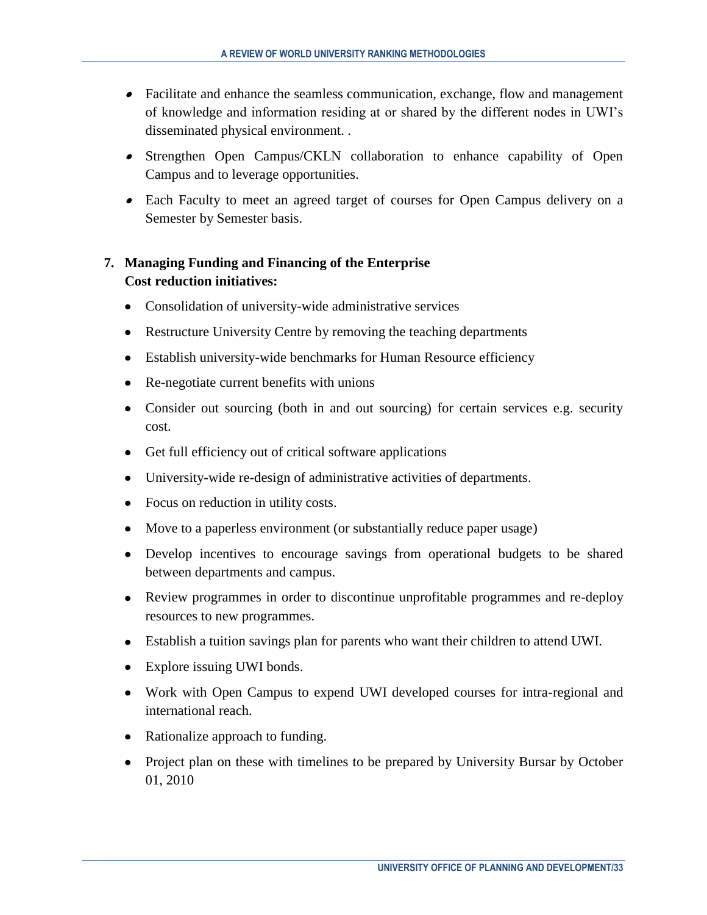- Facilitate and enhance the seamless communication, exchange, flow and management of knowledge and information residing at or shared by the different nodes in UWI's disseminated physical environment. .
- Strengthen Open Campus/CKLN collaboration to enhance capability of Open Campus and to leverage opportunities.
- Each Faculty to meet an agreed target of courses for Open Campus delivery on a Semester by Semester basis.

**7. Managing Funding and Financing of the Enterprise**
**Cost reduction initiatives:**

- Consolidation of university-wide administrative services
- Restructure University Centre by removing the teaching departments
- Establish university-wide benchmarks for Human Resource efficiency
- Re-negotiate current benefits with unions
- Consider out sourcing (both in and out sourcing) for certain services e.g. security cost.
- Get full efficiency out of critical software applications
- University-wide re-design of administrative activities of departments.
- Focus on reduction in utility costs.
- Move to a paperless environment (or substantially reduce paper usage)
- Develop incentives to encourage savings from operational budgets to be shared between departments and campus.
- Review programmes in order to discontinue unprofitable programmes and re-deploy resources to new programmes.
- Establish a tuition savings plan for parents who want their children to attend UWI.
- Explore issuing UWI bonds.
- Work with Open Campus to expend UWI developed courses for intra-regional and international reach.
- Rationalize approach to funding.
- Project plan on these with timelines to be prepared by University Bursar by October 01, 2010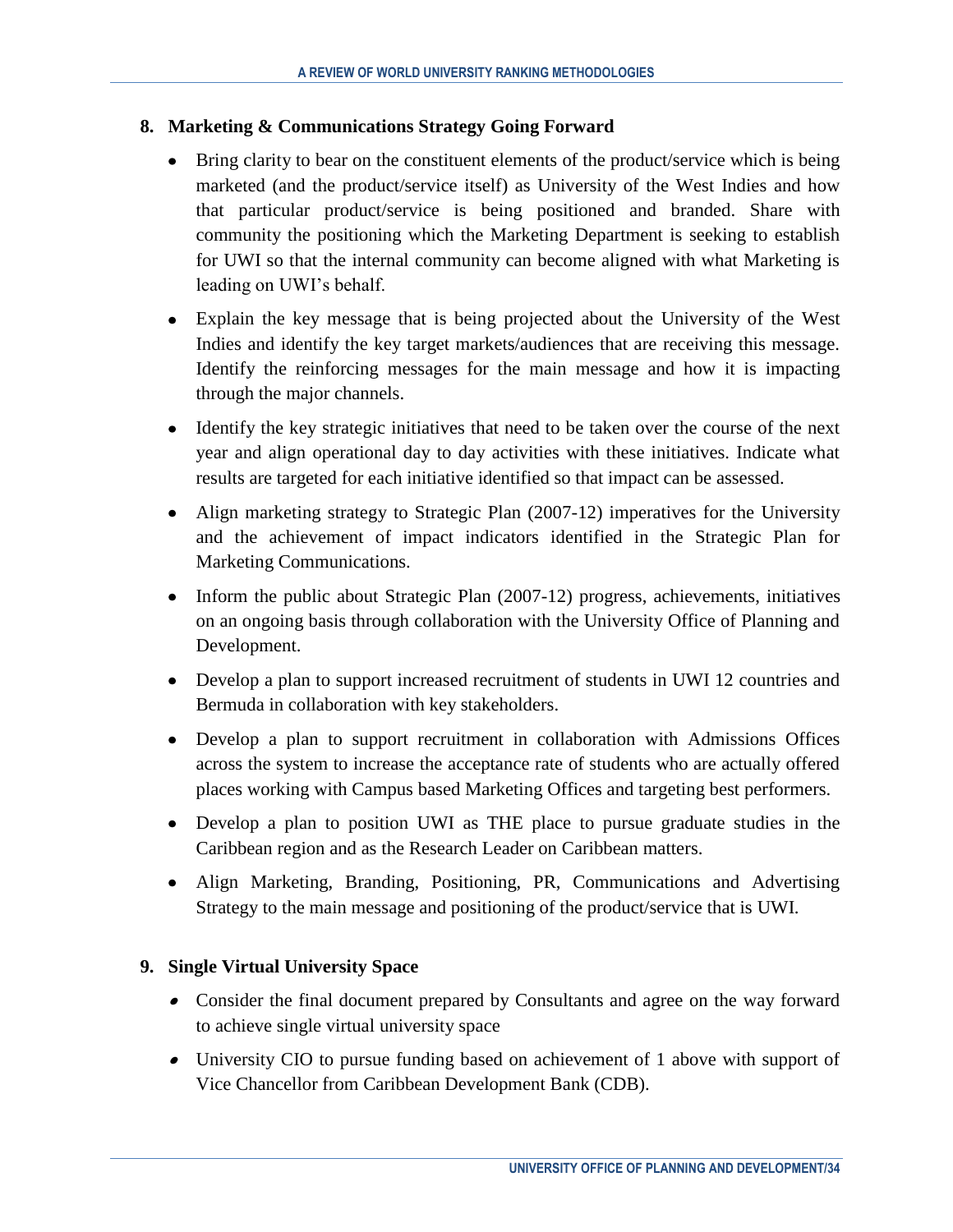## 8. Marketing & Communications Strategy Going Forward

- Bring clarity to bear on the constituent elements of the product/service which is being marketed (and the product/service itself) as University of the West Indies and how that particular product/service is being positioned and branded. Share with community the positioning which the Marketing Department is seeking to establish for UWI so that the internal community can become aligned with what Marketing is leading on UWI's behalf.
- Explain the key message that is being projected about the University of the West Indies and identify the key target markets/audiences that are receiving this message. Identify the reinforcing messages for the main message and how it is impacting through the major channels.
- Identify the key strategic initiatives that need to be taken over the course of the next year and align operational day to day activities with these initiatives. Indicate what results are targeted for each initiative identified so that impact can be assessed.
- Align marketing strategy to Strategic Plan (2007-12) imperatives for the University and the achievement of impact indicators identified in the Strategic Plan for Marketing Communications.
- Inform the public about Strategic Plan (2007-12) progress, achievements, initiatives on an ongoing basis through collaboration with the University Office of Planning and Development.
- Develop a plan to support increased recruitment of students in UWI 12 countries and Bermuda in collaboration with key stakeholders.
- Develop a plan to support recruitment in collaboration with Admissions Offices across the system to increase the acceptance rate of students who are actually offered places working with Campus based Marketing Offices and targeting best performers.
- Develop a plan to position UWI as THE place to pursue graduate studies in the Caribbean region and as the Research Leader on Caribbean matters.
- Align Marketing, Branding, Positioning, PR, Communications and Advertising Strategy to the main message and positioning of the product/service that is UWI.

## 9. Single Virtual University Space

- Consider the final document prepared by Consultants and agree on the way forward to achieve single virtual university space
- University CIO to pursue funding based on achievement of 1 above with support of Vice Chancellor from Caribbean Development Bank (CDB).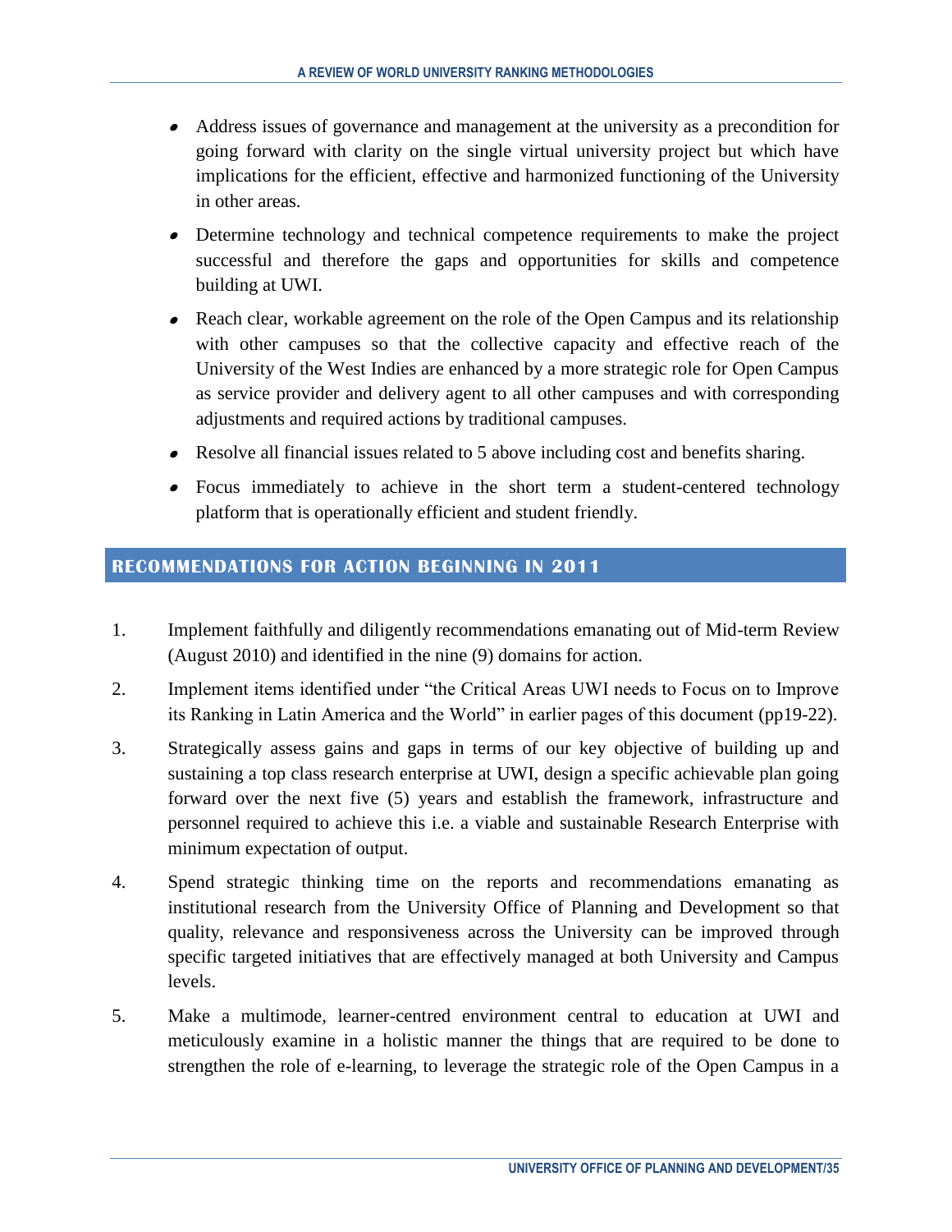- Address issues of governance and management at the university as a precondition for going forward with clarity on the single virtual university project but which have implications for the efficient, effective and harmonized functioning of the University in other areas.
- Determine technology and technical competence requirements to make the project successful and therefore the gaps and opportunities for skills and competence building at UWI.
- Reach clear, workable agreement on the role of the Open Campus and its relationship with other campuses so that the collective capacity and effective reach of the University of the West Indies are enhanced by a more strategic role for Open Campus as service provider and delivery agent to all other campuses and with corresponding adjustments and required actions by traditional campuses.
- Resolve all financial issues related to 5 above including cost and benefits sharing.
- Focus immediately to achieve in the short term a student-centered technology platform that is operationally efficient and student friendly.

## RECOMMENDATIONS FOR ACTION BEGINNING IN 2011

1. Implement faithfully and diligently recommendations emanating out of Mid-term Review (August 2010) and identified in the nine (9) domains for action.
2. Implement items identified under "the Critical Areas UWI needs to Focus on to Improve its Ranking in Latin America and the World" in earlier pages of this document (pp19-22).
3. Strategically assess gains and gaps in terms of our key objective of building up and sustaining a top class research enterprise at UWI, design a specific achievable plan going forward over the next five (5) years and establish the framework, infrastructure and personnel required to achieve this i.e. a viable and sustainable Research Enterprise with minimum expectation of output.
4. Spend strategic thinking time on the reports and recommendations emanating as institutional research from the University Office of Planning and Development so that quality, relevance and responsiveness across the University can be improved through specific targeted initiatives that are effectively managed at both University and Campus levels.
5. Make a multimode, learner-centred environment central to education at UWI and meticulously examine in a holistic manner the things that are required to be done to strengthen the role of e-learning, to leverage the strategic role of the Open Campus in a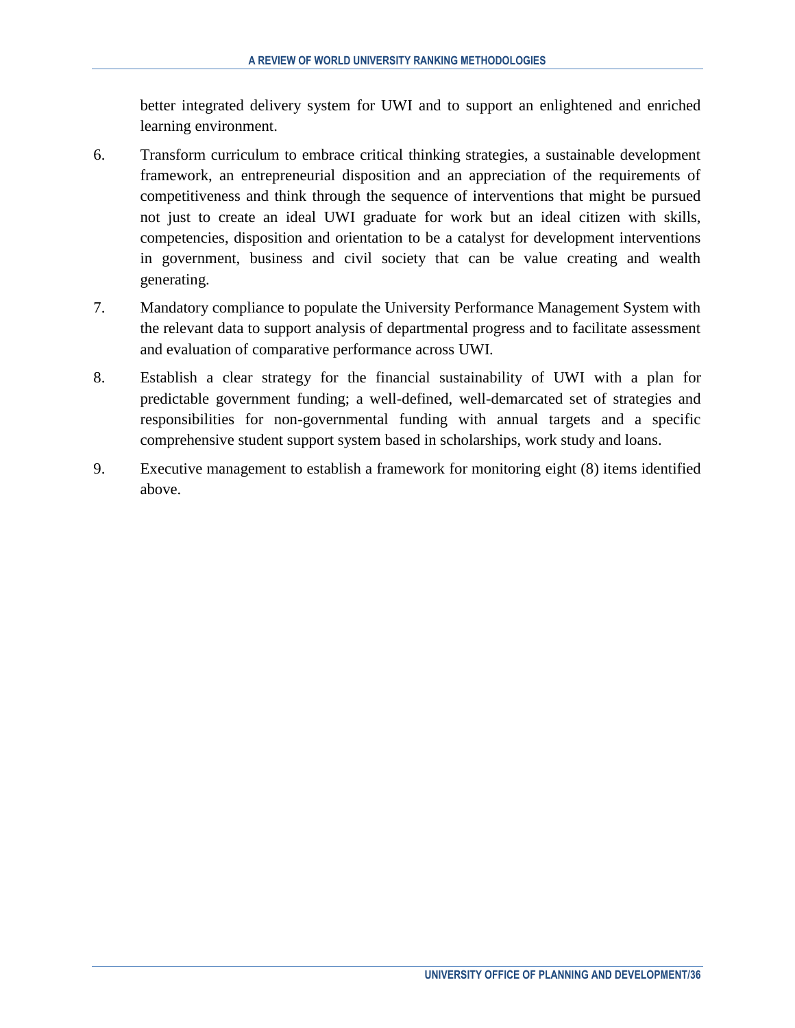better integrated delivery system for UWI and to support an enlightened and enriched learning environment.

6. Transform curriculum to embrace critical thinking strategies, a sustainable development framework, an entrepreneurial disposition and an appreciation of the requirements of competitiveness and think through the sequence of interventions that might be pursued not just to create an ideal UWI graduate for work but an ideal citizen with skills, competencies, disposition and orientation to be a catalyst for development interventions in government, business and civil society that can be value creating and wealth generating.

7. Mandatory compliance to populate the University Performance Management System with the relevant data to support analysis of departmental progress and to facilitate assessment and evaluation of comparative performance across UWI.

8. Establish a clear strategy for the financial sustainability of UWI with a plan for predictable government funding; a well-defined, well-demarcated set of strategies and responsibilities for non-governmental funding with annual targets and a specific comprehensive student support system based in scholarships, work study and loans.

9. Executive management to establish a framework for monitoring eight (8) items identified above.